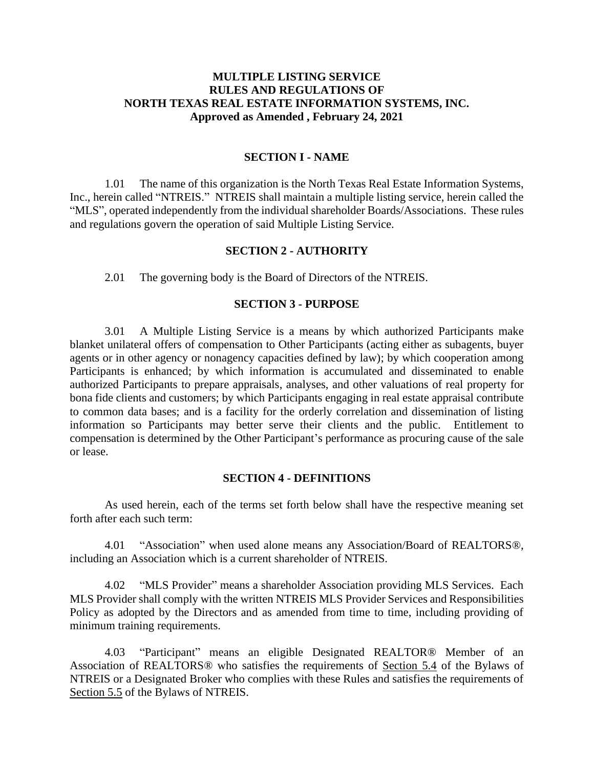# MULTIPLE LISTING SERVICE RULES AND REGULATIONS OF NORTH TEXAS REAL ESTATE INFORMATION SYSTEMS, INC.

**Approved as Amended , February 24, 2021**

## SECTION I - NAME

1.01 The name of this organization is the North Texas Real Estate Information Systems, Inc., herein called "NTREIS." NTREIS shall maintain a multiple listing service, herein called the "MLS", operated independently from the individual shareholder Boards/Associations. These rules and regulations govern the operation of said Multiple Listing Service.

## SECTION 2 - AUTHORITY

2.01 The governing body is the Board of Directors of the NTREIS.

## SECTION 3 - PURPOSE

3.01 A Multiple Listing Service is a means by which authorized Participants make blanket unilateral offers of compensation to Other Participants (acting either as subagents, buyer agents or in other agency or nonagency capacities defined by law); by which cooperation among Participants is enhanced; by which information is accumulated and disseminated to enable authorized Participants to prepare appraisals, analyses, and other valuations of real property for bona fide clients and customers; by which Participants engaging in real estate appraisal contribute to common data bases; and is a facility for the orderly correlation and dissemination of listing information so Participants may better serve their clients and the public. Entitlement to compensation is determined by the Other Participant's performance as procuring cause of the sale or lease.

## SECTION 4 - DEFINITIONS

As used herein, each of the terms set forth below shall have the respective meaning set forth after each such term:

4.01 "Association" when used alone means any Association/Board of REALTORS®, including an Association which is a current shareholder of NTREIS.

4.02 "MLS Provider" means a shareholder Association providing MLS Services. Each MLS Provider shall comply with the written NTREIS MLS Provider Services and Responsibilities Policy as adopted by the Directors and as amended from time to time, including providing of minimum training requirements.

4.03 "Participant" means an eligible Designated REALTOR® Member of an Association of REALTORS® who satisfies the requirements of Section 5.4 of the Bylaws of NTREIS or a Designated Broker who complies with these Rules and satisfies the requirements of Section 5.5 of the Bylaws of NTREIS.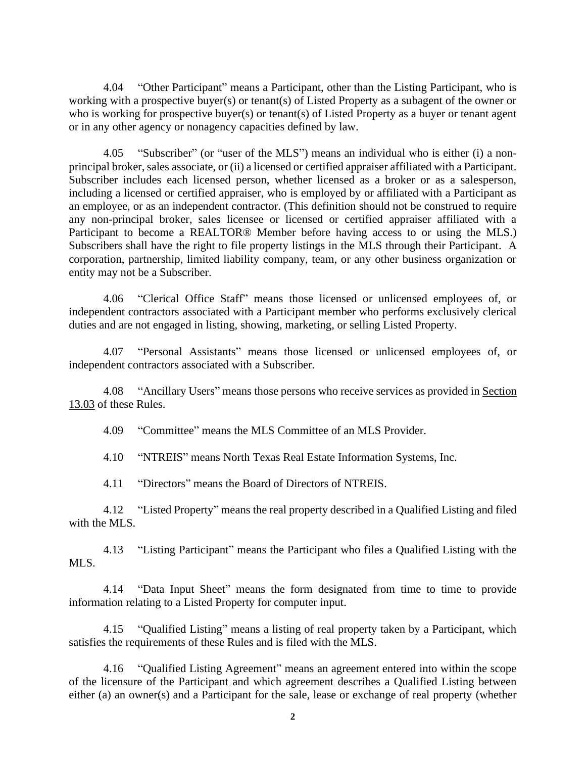4.04 "Other Participant" means a Participant, other than the Listing Participant, who is working with a prospective buyer(s) or tenant(s) of Listed Property as a subagent of the owner or who is working for prospective buyer(s) or tenant(s) of Listed Property as a buyer or tenant agent or in any other agency or nonagency capacities defined by law.

4.05 "Subscriber" (or "user of the MLS") means an individual who is either (i) a non-principal broker, sales associate, or (ii) a licensed or certified appraiser affiliated with a Participant. Subscriber includes each licensed person, whether licensed as a broker or as a salesperson, including a licensed or certified appraiser, who is employed by or affiliated with a Participant as an employee, or as an independent contractor. (This definition should not be construed to require any non-principal broker, sales licensee or licensed or certified appraiser affiliated with a Participant to become a REALTOR® Member before having access to or using the MLS.) Subscribers shall have the right to file property listings in the MLS through their Participant. A corporation, partnership, limited liability company, team, or any other business organization or entity may not be a Subscriber.

4.06 "Clerical Office Staff" means those licensed or unlicensed employees of, or independent contractors associated with a Participant member who performs exclusively clerical duties and are not engaged in listing, showing, marketing, or selling Listed Property.

4.07 "Personal Assistants" means those licensed or unlicensed employees of, or independent contractors associated with a Subscriber.

4.08 "Ancillary Users" means those persons who receive services as provided in Section 13.03 of these Rules.

4.09 "Committee" means the MLS Committee of an MLS Provider.

4.10 "NTREIS" means North Texas Real Estate Information Systems, Inc.

4.11 "Directors" means the Board of Directors of NTREIS.

4.12 "Listed Property" means the real property described in a Qualified Listing and filed with the MLS.

4.13 "Listing Participant" means the Participant who files a Qualified Listing with the MLS.

4.14 "Data Input Sheet" means the form designated from time to time to provide information relating to a Listed Property for computer input.

4.15 "Qualified Listing" means a listing of real property taken by a Participant, which satisfies the requirements of these Rules and is filed with the MLS.

4.16 "Qualified Listing Agreement" means an agreement entered into within the scope of the licensure of the Participant and which agreement describes a Qualified Listing between either (a) an owner(s) and a Participant for the sale, lease or exchange of real property (whether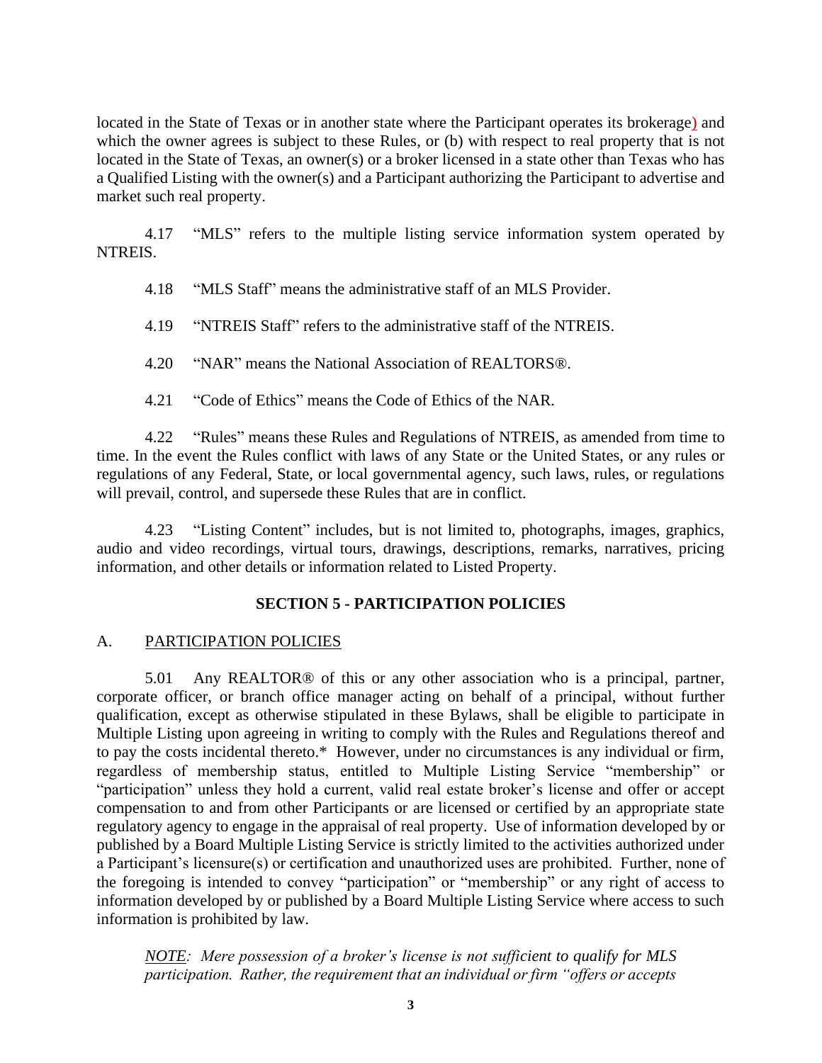located in the State of Texas or in another state where the Participant operates its brokerage) and which the owner agrees is subject to these Rules, or (b) with respect to real property that is not located in the State of Texas, an owner(s) or a broker licensed in a state other than Texas who has a Qualified Listing with the owner(s) and a Participant authorizing the Participant to advertise and market such real property.

4.17 "MLS" refers to the multiple listing service information system operated by NTREIS.

4.18 "MLS Staff" means the administrative staff of an MLS Provider.

4.19 "NTREIS Staff" refers to the administrative staff of the NTREIS.

4.20 "NAR" means the National Association of REALTORS®.

4.21 "Code of Ethics" means the Code of Ethics of the NAR.

4.22 "Rules" means these Rules and Regulations of NTREIS, as amended from time to time. In the event the Rules conflict with laws of any State or the United States, or any rules or regulations of any Federal, State, or local governmental agency, such laws, rules, or regulations will prevail, control, and supersede these Rules that are in conflict.

4.23 "Listing Content" includes, but is not limited to, photographs, images, graphics, audio and video recordings, virtual tours, drawings, descriptions, remarks, narratives, pricing information, and other details or information related to Listed Property.

## SECTION 5 - PARTICIPATION POLICIES

### A. PARTICIPATION POLICIES

5.01 Any REALTOR® of this or any other association who is a principal, partner, corporate officer, or branch office manager acting on behalf of a principal, without further qualification, except as otherwise stipulated in these Bylaws, shall be eligible to participate in Multiple Listing upon agreeing in writing to comply with the Rules and Regulations thereof and to pay the costs incidental thereto.* However, under no circumstances is any individual or firm, regardless of membership status, entitled to Multiple Listing Service "membership" or "participation" unless they hold a current, valid real estate broker's license and offer or accept compensation to and from other Participants or are licensed or certified by an appropriate state regulatory agency to engage in the appraisal of real property. Use of information developed by or published by a Board Multiple Listing Service is strictly limited to the activities authorized under a Participant's licensure(s) or certification and unauthorized uses are prohibited. Further, none of the foregoing is intended to convey "participation" or "membership" or any right of access to information developed by or published by a Board Multiple Listing Service where access to such information is prohibited by law.

*__NOTE__: Mere possession of a broker's license is not sufficient to qualify for MLS participation. Rather, the requirement that an individual or firm "offers or accepts*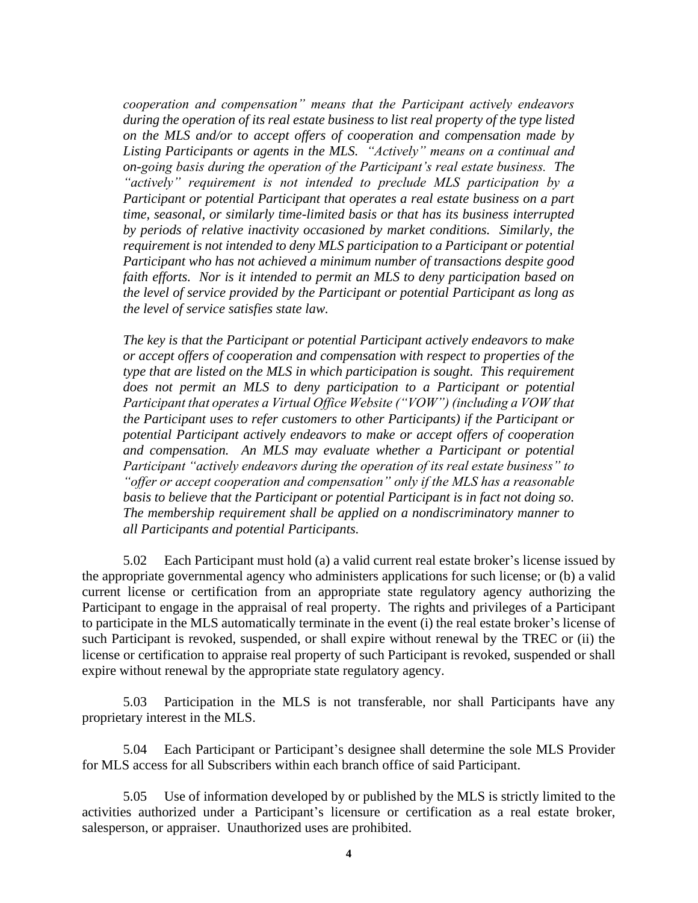*cooperation and compensation" means that the Participant actively endeavors during the operation of its real estate business to list real property of the type listed on the MLS and/or to accept offers of cooperation and compensation made by Listing Participants or agents in the MLS. "Actively" means on a continual and on-going basis during the operation of the Participant's real estate business. The "actively" requirement is not intended to preclude MLS participation by a Participant or potential Participant that operates a real estate business on a part time, seasonal, or similarly time-limited basis or that has its business interrupted by periods of relative inactivity occasioned by market conditions. Similarly, the requirement is not intended to deny MLS participation to a Participant or potential Participant who has not achieved a minimum number of transactions despite good faith efforts. Nor is it intended to permit an MLS to deny participation based on the level of service provided by the Participant or potential Participant as long as the level of service satisfies state law.*

*The key is that the Participant or potential Participant actively endeavors to make or accept offers of cooperation and compensation with respect to properties of the type that are listed on the MLS in which participation is sought. This requirement does not permit an MLS to deny participation to a Participant or potential Participant that operates a Virtual Office Website ("VOW") (including a VOW that the Participant uses to refer customers to other Participants) if the Participant or potential Participant actively endeavors to make or accept offers of cooperation and compensation. An MLS may evaluate whether a Participant or potential Participant "actively endeavors during the operation of its real estate business" to "offer or accept cooperation and compensation" only if the MLS has a reasonable basis to believe that the Participant or potential Participant is in fact not doing so. The membership requirement shall be applied on a nondiscriminatory manner to all Participants and potential Participants.*

5.02 Each Participant must hold (a) a valid current real estate broker's license issued by the appropriate governmental agency who administers applications for such license; or (b) a valid current license or certification from an appropriate state regulatory agency authorizing the Participant to engage in the appraisal of real property. The rights and privileges of a Participant to participate in the MLS automatically terminate in the event (i) the real estate broker's license of such Participant is revoked, suspended, or shall expire without renewal by the TREC or (ii) the license or certification to appraise real property of such Participant is revoked, suspended or shall expire without renewal by the appropriate state regulatory agency.

5.03 Participation in the MLS is not transferable, nor shall Participants have any proprietary interest in the MLS.

5.04 Each Participant or Participant's designee shall determine the sole MLS Provider for MLS access for all Subscribers within each branch office of said Participant.

5.05 Use of information developed by or published by the MLS is strictly limited to the activities authorized under a Participant's licensure or certification as a real estate broker, salesperson, or appraiser. Unauthorized uses are prohibited.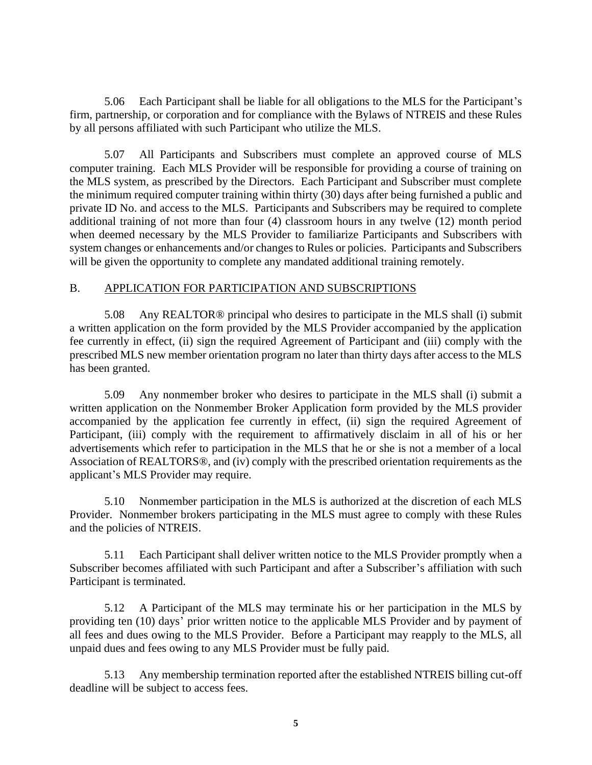5.06 Each Participant shall be liable for all obligations to the MLS for the Participant's firm, partnership, or corporation and for compliance with the Bylaws of NTREIS and these Rules by all persons affiliated with such Participant who utilize the MLS.

5.07 All Participants and Subscribers must complete an approved course of MLS computer training. Each MLS Provider will be responsible for providing a course of training on the MLS system, as prescribed by the Directors. Each Participant and Subscriber must complete the minimum required computer training within thirty (30) days after being furnished a public and private ID No. and access to the MLS. Participants and Subscribers may be required to complete additional training of not more than four (4) classroom hours in any twelve (12) month period when deemed necessary by the MLS Provider to familiarize Participants and Subscribers with system changes or enhancements and/or changes to Rules or policies. Participants and Subscribers will be given the opportunity to complete any mandated additional training remotely.

B. <u>APPLICATION FOR PARTICIPATION AND SUBSCRIPTIONS</u>

5.08 Any REALTOR® principal who desires to participate in the MLS shall (i) submit a written application on the form provided by the MLS Provider accompanied by the application fee currently in effect, (ii) sign the required Agreement of Participant and (iii) comply with the prescribed MLS new member orientation program no later than thirty days after access to the MLS has been granted.

5.09 Any nonmember broker who desires to participate in the MLS shall (i) submit a written application on the Nonmember Broker Application form provided by the MLS provider accompanied by the application fee currently in effect, (ii) sign the required Agreement of Participant, (iii) comply with the requirement to affirmatively disclaim in all of his or her advertisements which refer to participation in the MLS that he or she is not a member of a local Association of REALTORS®, and (iv) comply with the prescribed orientation requirements as the applicant's MLS Provider may require.

5.10 Nonmember participation in the MLS is authorized at the discretion of each MLS Provider. Nonmember brokers participating in the MLS must agree to comply with these Rules and the policies of NTREIS.

5.11 Each Participant shall deliver written notice to the MLS Provider promptly when a Subscriber becomes affiliated with such Participant and after a Subscriber's affiliation with such Participant is terminated.

5.12 A Participant of the MLS may terminate his or her participation in the MLS by providing ten (10) days' prior written notice to the applicable MLS Provider and by payment of all fees and dues owing to the MLS Provider. Before a Participant may reapply to the MLS, all unpaid dues and fees owing to any MLS Provider must be fully paid.

5.13 Any membership termination reported after the established NTREIS billing cut-off deadline will be subject to access fees.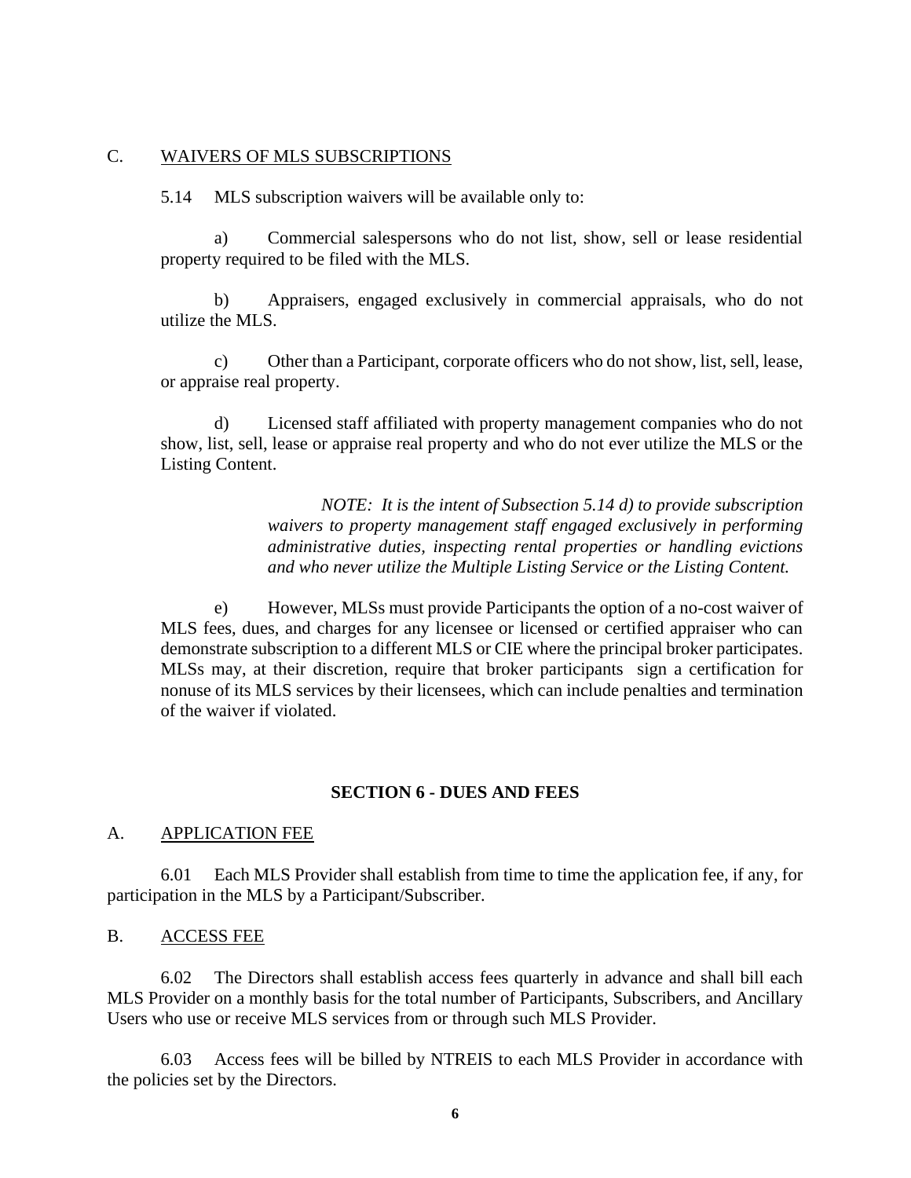## C. <u>WAIVERS OF MLS SUBSCRIPTIONS</u>

5.14 MLS subscription waivers will be available only to:

a) Commercial salespersons who do not list, show, sell or lease residential property required to be filed with the MLS.

b) Appraisers, engaged exclusively in commercial appraisals, who do not utilize the MLS.

c) Other than a Participant, corporate officers who do not show, list, sell, lease, or appraise real property.

d) Licensed staff affiliated with property management companies who do not show, list, sell, lease or appraise real property and who do not ever utilize the MLS or the Listing Content.

> *NOTE: It is the intent of Subsection 5.14 d) to provide subscription waivers to property management staff engaged exclusively in performing administrative duties, inspecting rental properties or handling evictions and who never utilize the Multiple Listing Service or the Listing Content.*

e) However, MLSs must provide Participants the option of a no-cost waiver of MLS fees, dues, and charges for any licensee or licensed or certified appraiser who can demonstrate subscription to a different MLS or CIE where the principal broker participates. MLSs may, at their discretion, require that broker participants sign a certification for nonuse of its MLS services by their licensees, which can include penalties and termination of the waiver if violated.

# SECTION 6 - DUES AND FEES

## A. <u>APPLICATION FEE</u>

6.01 Each MLS Provider shall establish from time to time the application fee, if any, for participation in the MLS by a Participant/Subscriber.

## B. <u>ACCESS FEE</u>

6.02 The Directors shall establish access fees quarterly in advance and shall bill each MLS Provider on a monthly basis for the total number of Participants, Subscribers, and Ancillary Users who use or receive MLS services from or through such MLS Provider.

6.03 Access fees will be billed by NTREIS to each MLS Provider in accordance with the policies set by the Directors.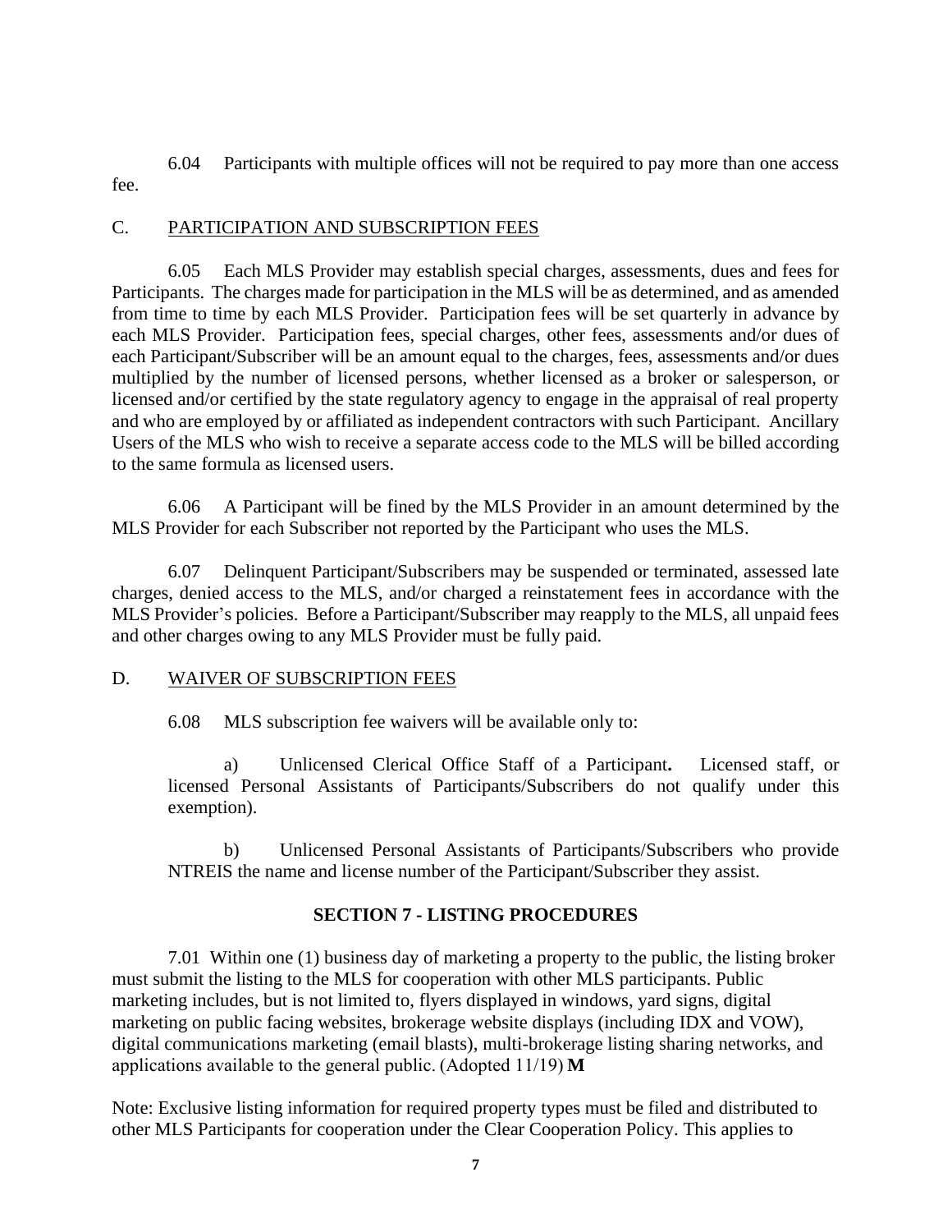6.04 Participants with multiple offices will not be required to pay more than one access fee.

C. PARTICIPATION AND SUBSCRIPTION FEES

6.05 Each MLS Provider may establish special charges, assessments, dues and fees for Participants. The charges made for participation in the MLS will be as determined, and as amended from time to time by each MLS Provider. Participation fees will be set quarterly in advance by each MLS Provider. Participation fees, special charges, other fees, assessments and/or dues of each Participant/Subscriber will be an amount equal to the charges, fees, assessments and/or dues multiplied by the number of licensed persons, whether licensed as a broker or salesperson, or licensed and/or certified by the state regulatory agency to engage in the appraisal of real property and who are employed by or affiliated as independent contractors with such Participant. Ancillary Users of the MLS who wish to receive a separate access code to the MLS will be billed according to the same formula as licensed users.

6.06 A Participant will be fined by the MLS Provider in an amount determined by the MLS Provider for each Subscriber not reported by the Participant who uses the MLS.

6.07 Delinquent Participant/Subscribers may be suspended or terminated, assessed late charges, denied access to the MLS, and/or charged a reinstatement fees in accordance with the MLS Provider's policies. Before a Participant/Subscriber may reapply to the MLS, all unpaid fees and other charges owing to any MLS Provider must be fully paid.

D. WAIVER OF SUBSCRIPTION FEES

6.08 MLS subscription fee waivers will be available only to:

a) Unlicensed Clerical Office Staff of a Participant**.** Licensed staff, or licensed Personal Assistants of Participants/Subscribers do not qualify under this exemption).

b) Unlicensed Personal Assistants of Participants/Subscribers who provide NTREIS the name and license number of the Participant/Subscriber they assist.

## SECTION 7 - LISTING PROCEDURES

7.01 Within one (1) business day of marketing a property to the public, the listing broker must submit the listing to the MLS for cooperation with other MLS participants. Public marketing includes, but is not limited to, flyers displayed in windows, yard signs, digital marketing on public facing websites, brokerage website displays (including IDX and VOW), digital communications marketing (email blasts), multi-brokerage listing sharing networks, and applications available to the general public. (Adopted 11/19) **M**

Note: Exclusive listing information for required property types must be filed and distributed to other MLS Participants for cooperation under the Clear Cooperation Policy. This applies to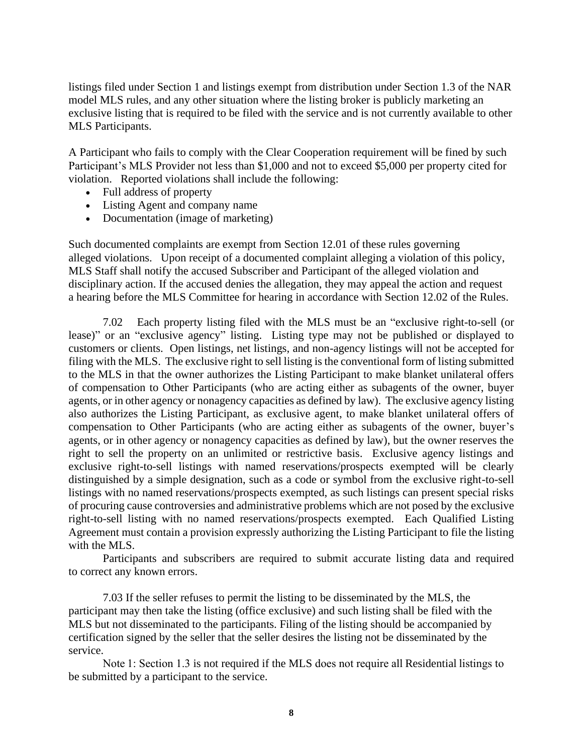listings filed under Section 1 and listings exempt from distribution under Section 1.3 of the NAR model MLS rules, and any other situation where the listing broker is publicly marketing an exclusive listing that is required to be filed with the service and is not currently available to other MLS Participants.

A Participant who fails to comply with the Clear Cooperation requirement will be fined by such Participant's MLS Provider not less than $1,000 and not to exceed $5,000 per property cited for violation. Reported violations shall include the following:

- Full address of property
- Listing Agent and company name
- Documentation (image of marketing)

Such documented complaints are exempt from Section 12.01 of these rules governing alleged violations. Upon receipt of a documented complaint alleging a violation of this policy, MLS Staff shall notify the accused Subscriber and Participant of the alleged violation and disciplinary action. If the accused denies the allegation, they may appeal the action and request a hearing before the MLS Committee for hearing in accordance with Section 12.02 of the Rules.

7.02 Each property listing filed with the MLS must be an "exclusive right-to-sell (or lease)" or an "exclusive agency" listing. Listing type may not be published or displayed to customers or clients. Open listings, net listings, and non-agency listings will not be accepted for filing with the MLS. The exclusive right to sell listing is the conventional form of listing submitted to the MLS in that the owner authorizes the Listing Participant to make blanket unilateral offers of compensation to Other Participants (who are acting either as subagents of the owner, buyer agents, or in other agency or nonagency capacities as defined by law). The exclusive agency listing also authorizes the Listing Participant, as exclusive agent, to make blanket unilateral offers of compensation to Other Participants (who are acting either as subagents of the owner, buyer's agents, or in other agency or nonagency capacities as defined by law), but the owner reserves the right to sell the property on an unlimited or restrictive basis. Exclusive agency listings and exclusive right-to-sell listings with named reservations/prospects exempted will be clearly distinguished by a simple designation, such as a code or symbol from the exclusive right-to-sell listings with no named reservations/prospects exempted, as such listings can present special risks of procuring cause controversies and administrative problems which are not posed by the exclusive right-to-sell listing with no named reservations/prospects exempted. Each Qualified Listing Agreement must contain a provision expressly authorizing the Listing Participant to file the listing with the MLS.

Participants and subscribers are required to submit accurate listing data and required to correct any known errors.

7.03 If the seller refuses to permit the listing to be disseminated by the MLS, the participant may then take the listing (office exclusive) and such listing shall be filed with the MLS but not disseminated to the participants. Filing of the listing should be accompanied by certification signed by the seller that the seller desires the listing not be disseminated by the service.

Note 1: Section 1.3 is not required if the MLS does not require all Residential listings to be submitted by a participant to the service.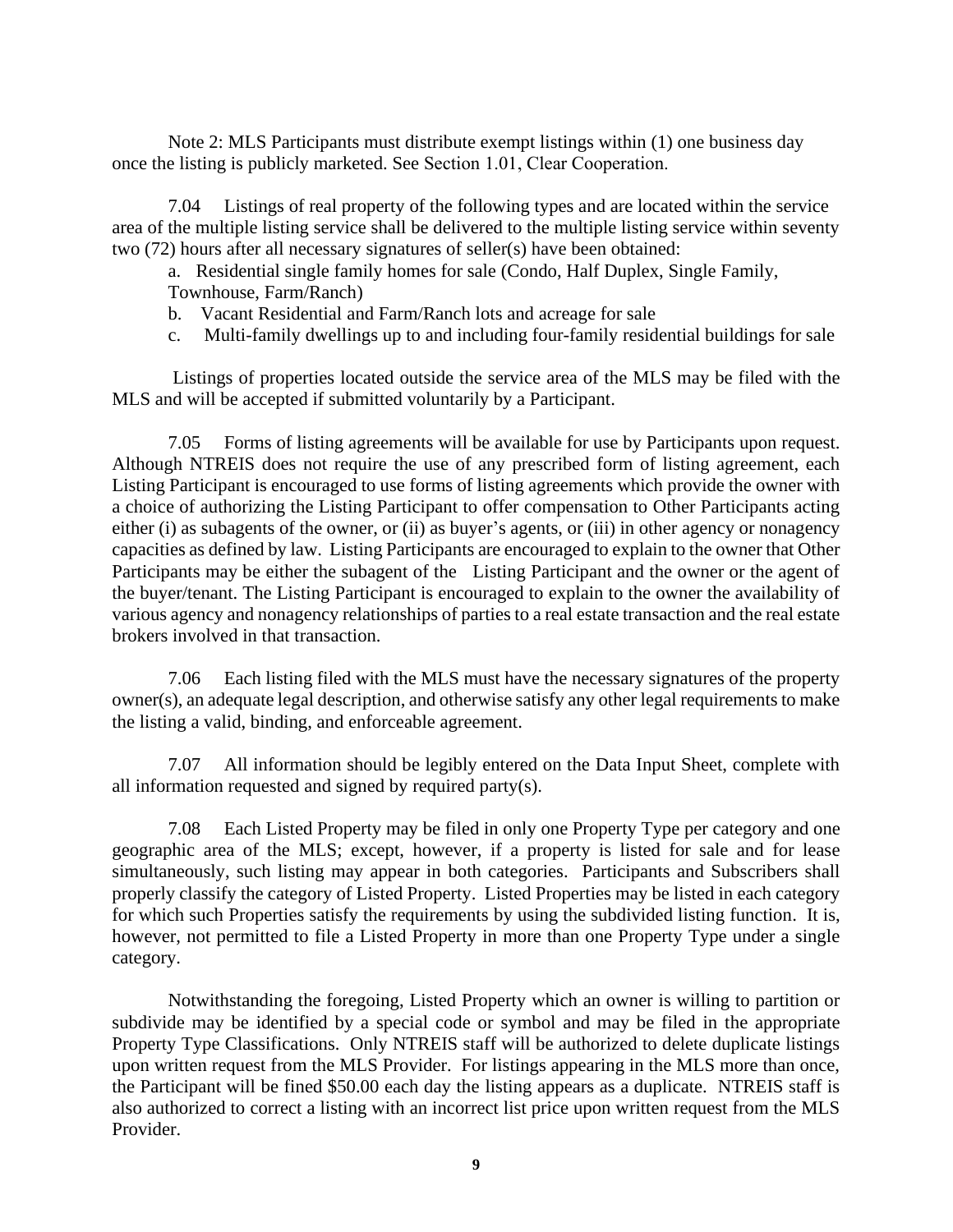Note 2: MLS Participants must distribute exempt listings within (1) one business day once the listing is publicly marketed. See Section 1.01, Clear Cooperation.

7.04 Listings of real property of the following types and are located within the service area of the multiple listing service shall be delivered to the multiple listing service within seventy two (72) hours after all necessary signatures of seller(s) have been obtained:

a. Residential single family homes for sale (Condo, Half Duplex, Single Family, Townhouse, Farm/Ranch)

b. Vacant Residential and Farm/Ranch lots and acreage for sale

c. Multi-family dwellings up to and including four-family residential buildings for sale

Listings of properties located outside the service area of the MLS may be filed with the MLS and will be accepted if submitted voluntarily by a Participant.

7.05 Forms of listing agreements will be available for use by Participants upon request. Although NTREIS does not require the use of any prescribed form of listing agreement, each Listing Participant is encouraged to use forms of listing agreements which provide the owner with a choice of authorizing the Listing Participant to offer compensation to Other Participants acting either (i) as subagents of the owner, or (ii) as buyer's agents, or (iii) in other agency or nonagency capacities as defined by law. Listing Participants are encouraged to explain to the owner that Other Participants may be either the subagent of the Listing Participant and the owner or the agent of the buyer/tenant. The Listing Participant is encouraged to explain to the owner the availability of various agency and nonagency relationships of parties to a real estate transaction and the real estate brokers involved in that transaction.

7.06 Each listing filed with the MLS must have the necessary signatures of the property owner(s), an adequate legal description, and otherwise satisfy any other legal requirements to make the listing a valid, binding, and enforceable agreement.

7.07 All information should be legibly entered on the Data Input Sheet, complete with all information requested and signed by required party(s).

7.08 Each Listed Property may be filed in only one Property Type per category and one geographic area of the MLS; except, however, if a property is listed for sale and for lease simultaneously, such listing may appear in both categories. Participants and Subscribers shall properly classify the category of Listed Property. Listed Properties may be listed in each category for which such Properties satisfy the requirements by using the subdivided listing function. It is, however, not permitted to file a Listed Property in more than one Property Type under a single category.

Notwithstanding the foregoing, Listed Property which an owner is willing to partition or subdivide may be identified by a special code or symbol and may be filed in the appropriate Property Type Classifications. Only NTREIS staff will be authorized to delete duplicate listings upon written request from the MLS Provider. For listings appearing in the MLS more than once, the Participant will be fined $50.00 each day the listing appears as a duplicate. NTREIS staff is also authorized to correct a listing with an incorrect list price upon written request from the MLS Provider.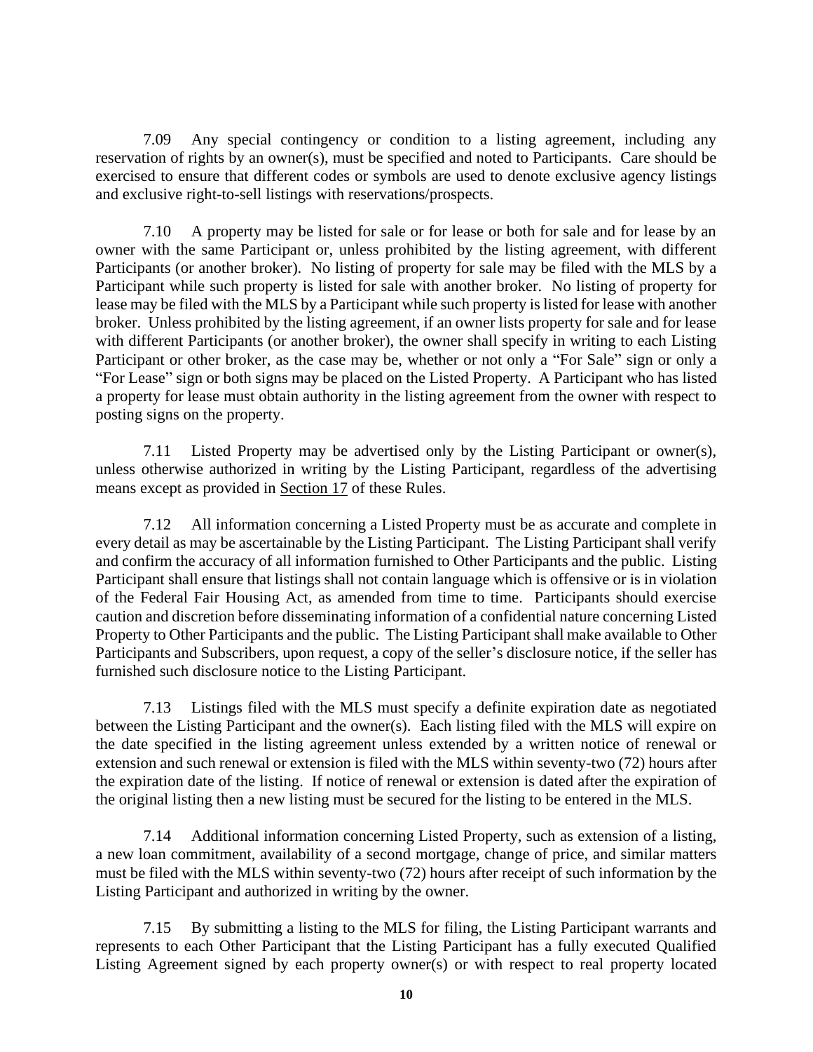7.09 Any special contingency or condition to a listing agreement, including any reservation of rights by an owner(s), must be specified and noted to Participants. Care should be exercised to ensure that different codes or symbols are used to denote exclusive agency listings and exclusive right-to-sell listings with reservations/prospects.

7.10 A property may be listed for sale or for lease or both for sale and for lease by an owner with the same Participant or, unless prohibited by the listing agreement, with different Participants (or another broker). No listing of property for sale may be filed with the MLS by a Participant while such property is listed for sale with another broker. No listing of property for lease may be filed with the MLS by a Participant while such property is listed for lease with another broker. Unless prohibited by the listing agreement, if an owner lists property for sale and for lease with different Participants (or another broker), the owner shall specify in writing to each Listing Participant or other broker, as the case may be, whether or not only a "For Sale" sign or only a "For Lease" sign or both signs may be placed on the Listed Property. A Participant who has listed a property for lease must obtain authority in the listing agreement from the owner with respect to posting signs on the property.

7.11 Listed Property may be advertised only by the Listing Participant or owner(s), unless otherwise authorized in writing by the Listing Participant, regardless of the advertising means except as provided in Section 17 of these Rules.

7.12 All information concerning a Listed Property must be as accurate and complete in every detail as may be ascertainable by the Listing Participant. The Listing Participant shall verify and confirm the accuracy of all information furnished to Other Participants and the public. Listing Participant shall ensure that listings shall not contain language which is offensive or is in violation of the Federal Fair Housing Act, as amended from time to time. Participants should exercise caution and discretion before disseminating information of a confidential nature concerning Listed Property to Other Participants and the public. The Listing Participant shall make available to Other Participants and Subscribers, upon request, a copy of the seller's disclosure notice, if the seller has furnished such disclosure notice to the Listing Participant.

7.13 Listings filed with the MLS must specify a definite expiration date as negotiated between the Listing Participant and the owner(s). Each listing filed with the MLS will expire on the date specified in the listing agreement unless extended by a written notice of renewal or extension and such renewal or extension is filed with the MLS within seventy-two (72) hours after the expiration date of the listing. If notice of renewal or extension is dated after the expiration of the original listing then a new listing must be secured for the listing to be entered in the MLS.

7.14 Additional information concerning Listed Property, such as extension of a listing, a new loan commitment, availability of a second mortgage, change of price, and similar matters must be filed with the MLS within seventy-two (72) hours after receipt of such information by the Listing Participant and authorized in writing by the owner.

7.15 By submitting a listing to the MLS for filing, the Listing Participant warrants and represents to each Other Participant that the Listing Participant has a fully executed Qualified Listing Agreement signed by each property owner(s) or with respect to real property located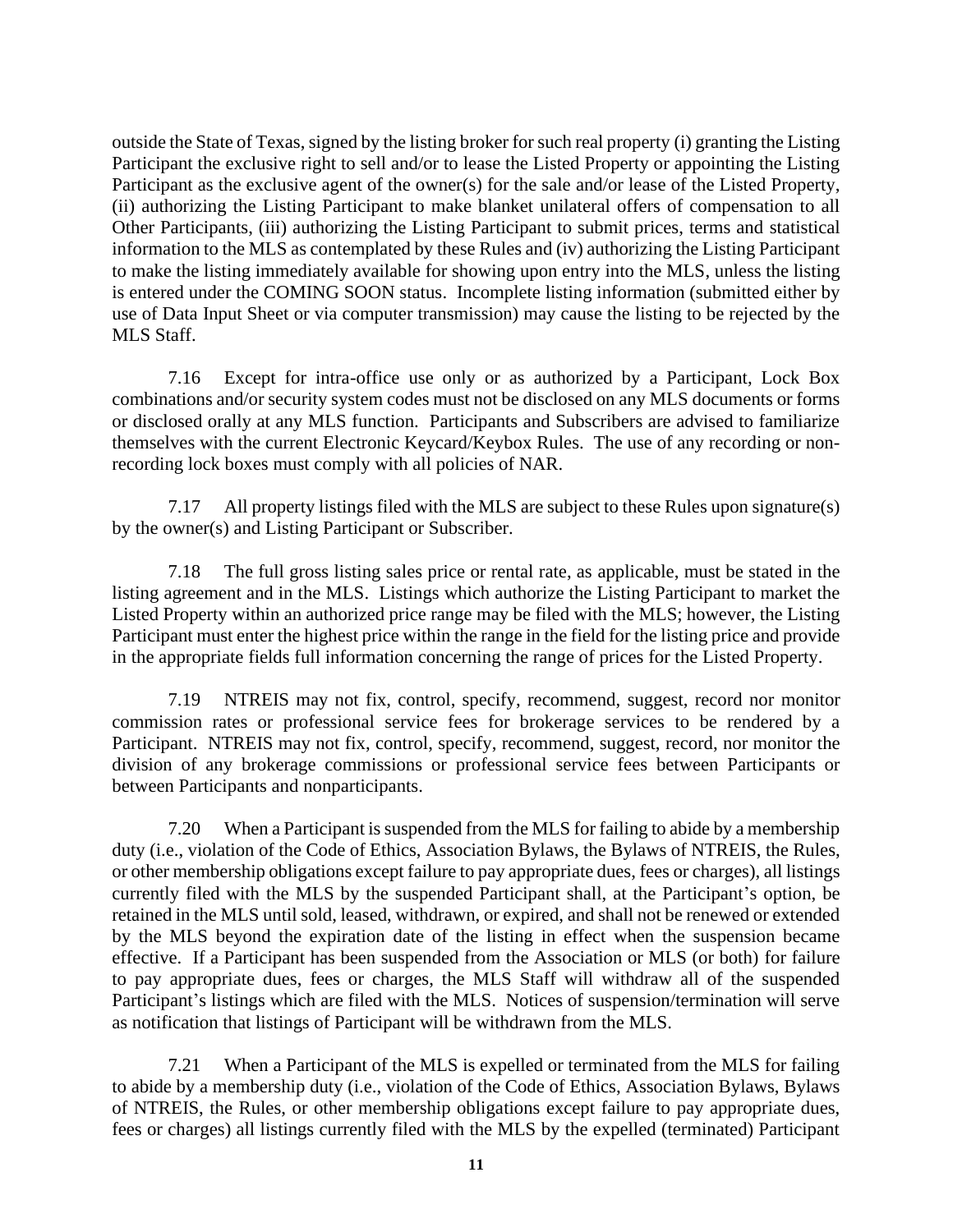outside the State of Texas, signed by the listing broker for such real property (i) granting the Listing Participant the exclusive right to sell and/or to lease the Listed Property or appointing the Listing Participant as the exclusive agent of the owner(s) for the sale and/or lease of the Listed Property, (ii) authorizing the Listing Participant to make blanket unilateral offers of compensation to all Other Participants, (iii) authorizing the Listing Participant to submit prices, terms and statistical information to the MLS as contemplated by these Rules and (iv) authorizing the Listing Participant to make the listing immediately available for showing upon entry into the MLS, unless the listing is entered under the COMING SOON status. Incomplete listing information (submitted either by use of Data Input Sheet or via computer transmission) may cause the listing to be rejected by the MLS Staff.

7.16 Except for intra-office use only or as authorized by a Participant, Lock Box combinations and/or security system codes must not be disclosed on any MLS documents or forms or disclosed orally at any MLS function. Participants and Subscribers are advised to familiarize themselves with the current Electronic Keycard/Keybox Rules. The use of any recording or non-recording lock boxes must comply with all policies of NAR.

7.17 All property listings filed with the MLS are subject to these Rules upon signature(s) by the owner(s) and Listing Participant or Subscriber.

7.18 The full gross listing sales price or rental rate, as applicable, must be stated in the listing agreement and in the MLS. Listings which authorize the Listing Participant to market the Listed Property within an authorized price range may be filed with the MLS; however, the Listing Participant must enter the highest price within the range in the field for the listing price and provide in the appropriate fields full information concerning the range of prices for the Listed Property.

7.19 NTREIS may not fix, control, specify, recommend, suggest, record nor monitor commission rates or professional service fees for brokerage services to be rendered by a Participant. NTREIS may not fix, control, specify, recommend, suggest, record, nor monitor the division of any brokerage commissions or professional service fees between Participants or between Participants and nonparticipants.

7.20 When a Participant is suspended from the MLS for failing to abide by a membership duty (i.e., violation of the Code of Ethics, Association Bylaws, the Bylaws of NTREIS, the Rules, or other membership obligations except failure to pay appropriate dues, fees or charges), all listings currently filed with the MLS by the suspended Participant shall, at the Participant's option, be retained in the MLS until sold, leased, withdrawn, or expired, and shall not be renewed or extended by the MLS beyond the expiration date of the listing in effect when the suspension became effective. If a Participant has been suspended from the Association or MLS (or both) for failure to pay appropriate dues, fees or charges, the MLS Staff will withdraw all of the suspended Participant's listings which are filed with the MLS. Notices of suspension/termination will serve as notification that listings of Participant will be withdrawn from the MLS.

7.21 When a Participant of the MLS is expelled or terminated from the MLS for failing to abide by a membership duty (i.e., violation of the Code of Ethics, Association Bylaws, Bylaws of NTREIS, the Rules, or other membership obligations except failure to pay appropriate dues, fees or charges) all listings currently filed with the MLS by the expelled (terminated) Participant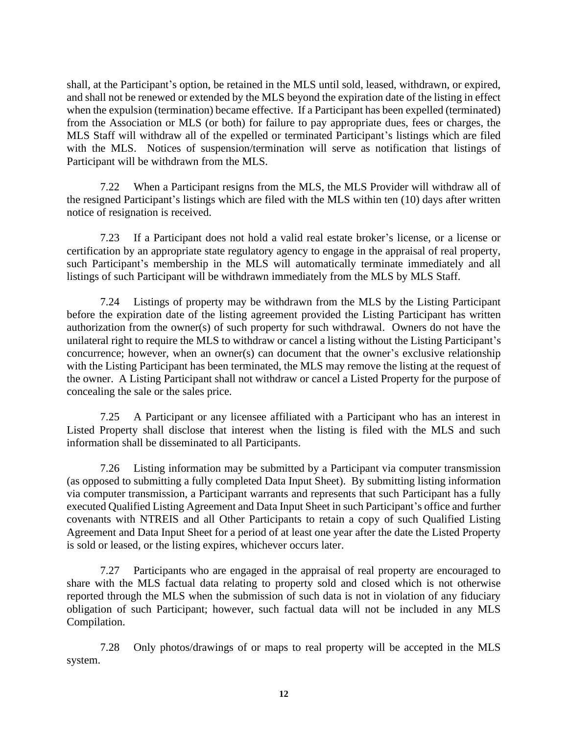shall, at the Participant's option, be retained in the MLS until sold, leased, withdrawn, or expired, and shall not be renewed or extended by the MLS beyond the expiration date of the listing in effect when the expulsion (termination) became effective. If a Participant has been expelled (terminated) from the Association or MLS (or both) for failure to pay appropriate dues, fees or charges, the MLS Staff will withdraw all of the expelled or terminated Participant's listings which are filed with the MLS. Notices of suspension/termination will serve as notification that listings of Participant will be withdrawn from the MLS.

7.22 When a Participant resigns from the MLS, the MLS Provider will withdraw all of the resigned Participant's listings which are filed with the MLS within ten (10) days after written notice of resignation is received.

7.23 If a Participant does not hold a valid real estate broker's license, or a license or certification by an appropriate state regulatory agency to engage in the appraisal of real property, such Participant's membership in the MLS will automatically terminate immediately and all listings of such Participant will be withdrawn immediately from the MLS by MLS Staff.

7.24 Listings of property may be withdrawn from the MLS by the Listing Participant before the expiration date of the listing agreement provided the Listing Participant has written authorization from the owner(s) of such property for such withdrawal. Owners do not have the unilateral right to require the MLS to withdraw or cancel a listing without the Listing Participant's concurrence; however, when an owner(s) can document that the owner's exclusive relationship with the Listing Participant has been terminated, the MLS may remove the listing at the request of the owner. A Listing Participant shall not withdraw or cancel a Listed Property for the purpose of concealing the sale or the sales price.

7.25 A Participant or any licensee affiliated with a Participant who has an interest in Listed Property shall disclose that interest when the listing is filed with the MLS and such information shall be disseminated to all Participants.

7.26 Listing information may be submitted by a Participant via computer transmission (as opposed to submitting a fully completed Data Input Sheet). By submitting listing information via computer transmission, a Participant warrants and represents that such Participant has a fully executed Qualified Listing Agreement and Data Input Sheet in such Participant's office and further covenants with NTREIS and all Other Participants to retain a copy of such Qualified Listing Agreement and Data Input Sheet for a period of at least one year after the date the Listed Property is sold or leased, or the listing expires, whichever occurs later.

7.27 Participants who are engaged in the appraisal of real property are encouraged to share with the MLS factual data relating to property sold and closed which is not otherwise reported through the MLS when the submission of such data is not in violation of any fiduciary obligation of such Participant; however, such factual data will not be included in any MLS Compilation.

7.28 Only photos/drawings of or maps to real property will be accepted in the MLS system.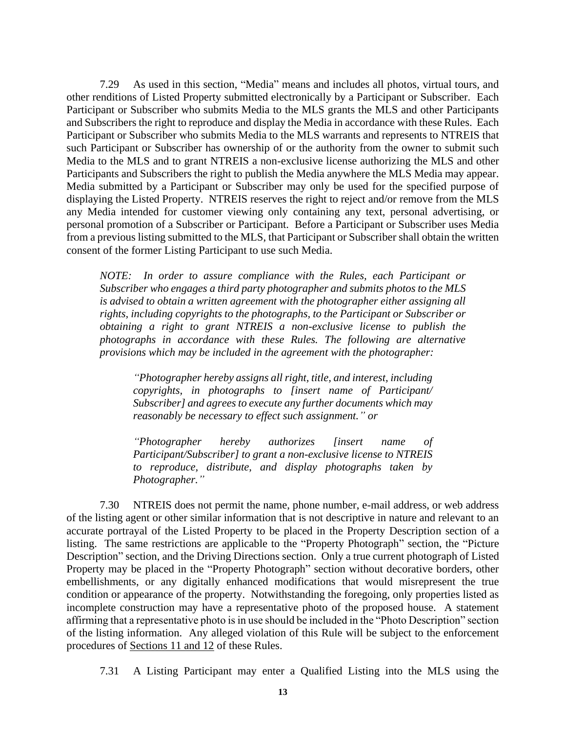7.29 As used in this section, "Media" means and includes all photos, virtual tours, and other renditions of Listed Property submitted electronically by a Participant or Subscriber. Each Participant or Subscriber who submits Media to the MLS grants the MLS and other Participants and Subscribers the right to reproduce and display the Media in accordance with these Rules. Each Participant or Subscriber who submits Media to the MLS warrants and represents to NTREIS that such Participant or Subscriber has ownership of or the authority from the owner to submit such Media to the MLS and to grant NTREIS a non-exclusive license authorizing the MLS and other Participants and Subscribers the right to publish the Media anywhere the MLS Media may appear. Media submitted by a Participant or Subscriber may only be used for the specified purpose of displaying the Listed Property. NTREIS reserves the right to reject and/or remove from the MLS any Media intended for customer viewing only containing any text, personal advertising, or personal promotion of a Subscriber or Participant. Before a Participant or Subscriber uses Media from a previous listing submitted to the MLS, that Participant or Subscriber shall obtain the written consent of the former Listing Participant to use such Media.

> *NOTE: In order to assure compliance with the Rules, each Participant or Subscriber who engages a third party photographer and submits photos to the MLS is advised to obtain a written agreement with the photographer either assigning all rights, including copyrights to the photographs, to the Participant or Subscriber or obtaining a right to grant NTREIS a non-exclusive license to publish the photographs in accordance with these Rules. The following are alternative provisions which may be included in the agreement with the photographer:*
>
> > *"Photographer hereby assigns all right, title, and interest, including copyrights, in photographs to [insert name of Participant/ Subscriber] and agrees to execute any further documents which may reasonably be necessary to effect such assignment." or*
> >
> > *"Photographer hereby authorizes [insert name of Participant/Subscriber] to grant a non-exclusive license to NTREIS to reproduce, distribute, and display photographs taken by Photographer."*

7.30 NTREIS does not permit the name, phone number, e-mail address, or web address of the listing agent or other similar information that is not descriptive in nature and relevant to an accurate portrayal of the Listed Property to be placed in the Property Description section of a listing. The same restrictions are applicable to the "Property Photograph" section, the "Picture Description" section, and the Driving Directions section. Only a true current photograph of Listed Property may be placed in the "Property Photograph" section without decorative borders, other embellishments, or any digitally enhanced modifications that would misrepresent the true condition or appearance of the property. Notwithstanding the foregoing, only properties listed as incomplete construction may have a representative photo of the proposed house. A statement affirming that a representative photo is in use should be included in the "Photo Description" section of the listing information. Any alleged violation of this Rule will be subject to the enforcement procedures of Sections 11 and 12 of these Rules.

7.31 A Listing Participant may enter a Qualified Listing into the MLS using the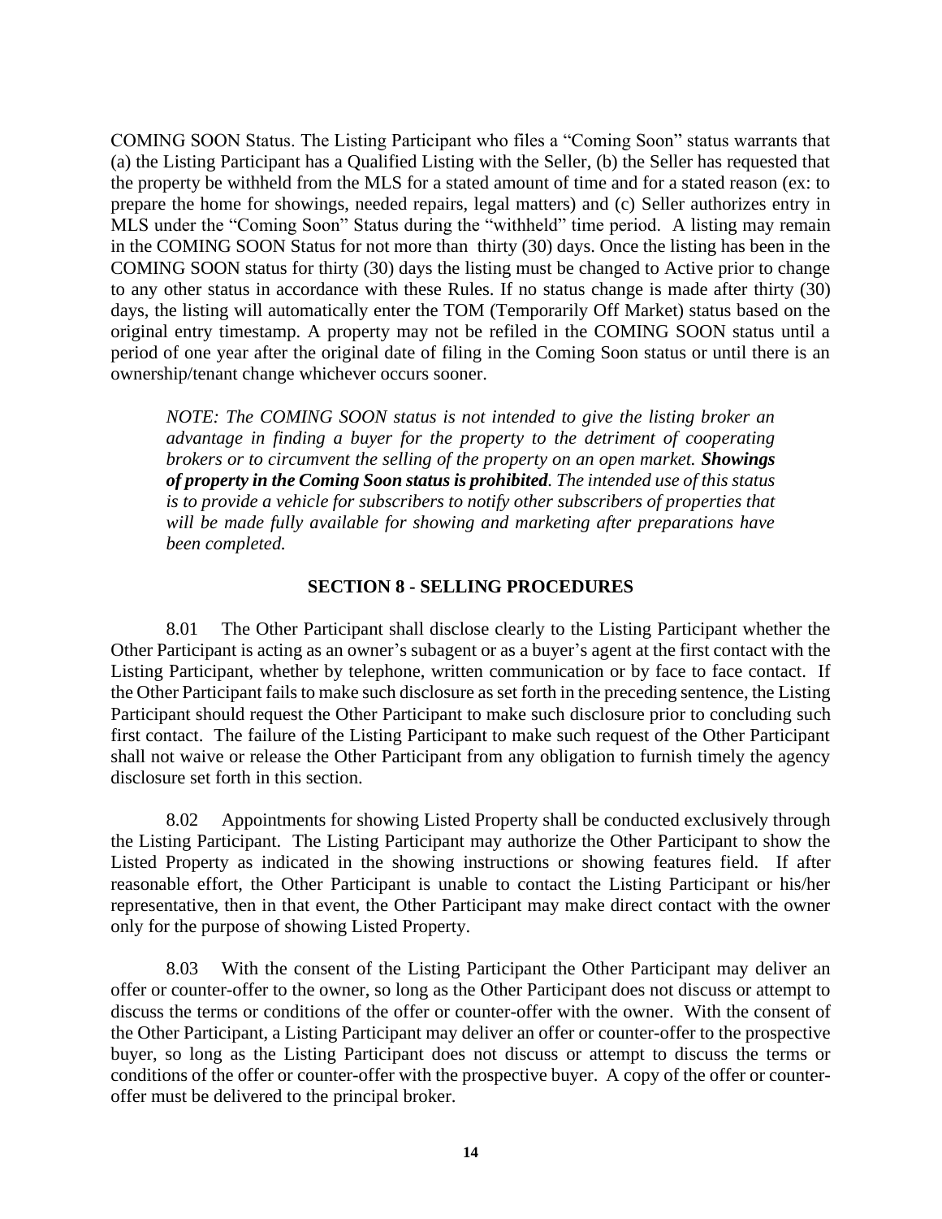COMING SOON Status. The Listing Participant who files a "Coming Soon" status warrants that (a) the Listing Participant has a Qualified Listing with the Seller, (b) the Seller has requested that the property be withheld from the MLS for a stated amount of time and for a stated reason (ex: to prepare the home for showings, needed repairs, legal matters) and (c) Seller authorizes entry in MLS under the "Coming Soon" Status during the "withheld" time period. A listing may remain in the COMING SOON Status for not more than thirty (30) days. Once the listing has been in the COMING SOON status for thirty (30) days the listing must be changed to Active prior to change to any other status in accordance with these Rules. If no status change is made after thirty (30) days, the listing will automatically enter the TOM (Temporarily Off Market) status based on the original entry timestamp. A property may not be refiled in the COMING SOON status until a period of one year after the original date of filing in the Coming Soon status or until there is an ownership/tenant change whichever occurs sooner.

> *NOTE: The COMING SOON status is not intended to give the listing broker an advantage in finding a buyer for the property to the detriment of cooperating brokers or to circumvent the selling of the property on an open market.* ***Showings of property in the Coming Soon status is prohibited****. The intended use of this status is to provide a vehicle for subscribers to notify other subscribers of properties that will be made fully available for showing and marketing after preparations have been completed.*

## SECTION 8 - SELLING PROCEDURES

8.01 The Other Participant shall disclose clearly to the Listing Participant whether the Other Participant is acting as an owner's subagent or as a buyer's agent at the first contact with the Listing Participant, whether by telephone, written communication or by face to face contact. If the Other Participant fails to make such disclosure as set forth in the preceding sentence, the Listing Participant should request the Other Participant to make such disclosure prior to concluding such first contact. The failure of the Listing Participant to make such request of the Other Participant shall not waive or release the Other Participant from any obligation to furnish timely the agency disclosure set forth in this section.

8.02 Appointments for showing Listed Property shall be conducted exclusively through the Listing Participant. The Listing Participant may authorize the Other Participant to show the Listed Property as indicated in the showing instructions or showing features field. If after reasonable effort, the Other Participant is unable to contact the Listing Participant or his/her representative, then in that event, the Other Participant may make direct contact with the owner only for the purpose of showing Listed Property.

8.03 With the consent of the Listing Participant the Other Participant may deliver an offer or counter-offer to the owner, so long as the Other Participant does not discuss or attempt to discuss the terms or conditions of the offer or counter-offer with the owner. With the consent of the Other Participant, a Listing Participant may deliver an offer or counter-offer to the prospective buyer, so long as the Listing Participant does not discuss or attempt to discuss the terms or conditions of the offer or counter-offer with the prospective buyer. A copy of the offer or counter-offer must be delivered to the principal broker.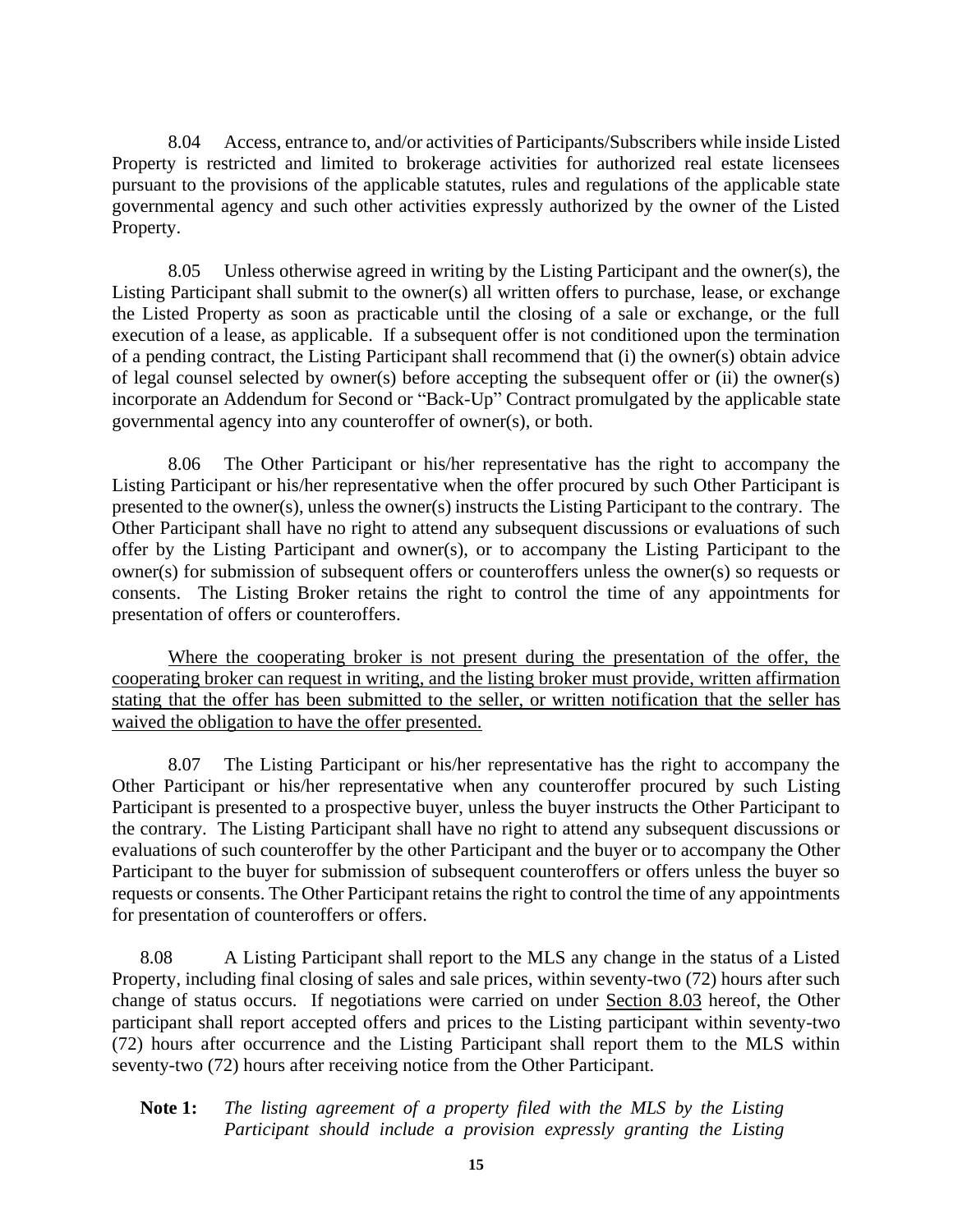8.04 Access, entrance to, and/or activities of Participants/Subscribers while inside Listed Property is restricted and limited to brokerage activities for authorized real estate licensees pursuant to the provisions of the applicable statutes, rules and regulations of the applicable state governmental agency and such other activities expressly authorized by the owner of the Listed Property.

8.05 Unless otherwise agreed in writing by the Listing Participant and the owner(s), the Listing Participant shall submit to the owner(s) all written offers to purchase, lease, or exchange the Listed Property as soon as practicable until the closing of a sale or exchange, or the full execution of a lease, as applicable. If a subsequent offer is not conditioned upon the termination of a pending contract, the Listing Participant shall recommend that (i) the owner(s) obtain advice of legal counsel selected by owner(s) before accepting the subsequent offer or (ii) the owner(s) incorporate an Addendum for Second or "Back-Up" Contract promulgated by the applicable state governmental agency into any counteroffer of owner(s), or both.

8.06 The Other Participant or his/her representative has the right to accompany the Listing Participant or his/her representative when the offer procured by such Other Participant is presented to the owner(s), unless the owner(s) instructs the Listing Participant to the contrary. The Other Participant shall have no right to attend any subsequent discussions or evaluations of such offer by the Listing Participant and owner(s), or to accompany the Listing Participant to the owner(s) for submission of subsequent offers or counteroffers unless the owner(s) so requests or consents. The Listing Broker retains the right to control the time of any appointments for presentation of offers or counteroffers.

<u>Where the cooperating broker is not present during the presentation of the offer, the cooperating broker can request in writing, and the listing broker must provide, written affirmation stating that the offer has been submitted to the seller, or written notification that the seller has waived the obligation to have the offer presented.</u>

8.07 The Listing Participant or his/her representative has the right to accompany the Other Participant or his/her representative when any counteroffer procured by such Listing Participant is presented to a prospective buyer, unless the buyer instructs the Other Participant to the contrary. The Listing Participant shall have no right to attend any subsequent discussions or evaluations of such counteroffer by the other Participant and the buyer or to accompany the Other Participant to the buyer for submission of subsequent counteroffers or offers unless the buyer so requests or consents. The Other Participant retains the right to control the time of any appointments for presentation of counteroffers or offers.

8.08 A Listing Participant shall report to the MLS any change in the status of a Listed Property, including final closing of sales and sale prices, within seventy-two (72) hours after such change of status occurs. If negotiations were carried on under <u>Section 8.03</u> hereof, the Other participant shall report accepted offers and prices to the Listing participant within seventy-two (72) hours after occurrence and the Listing Participant shall report them to the MLS within seventy-two (72) hours after receiving notice from the Other Participant.

**Note 1:** *The listing agreement of a property filed with the MLS by the Listing Participant should include a provision expressly granting the Listing*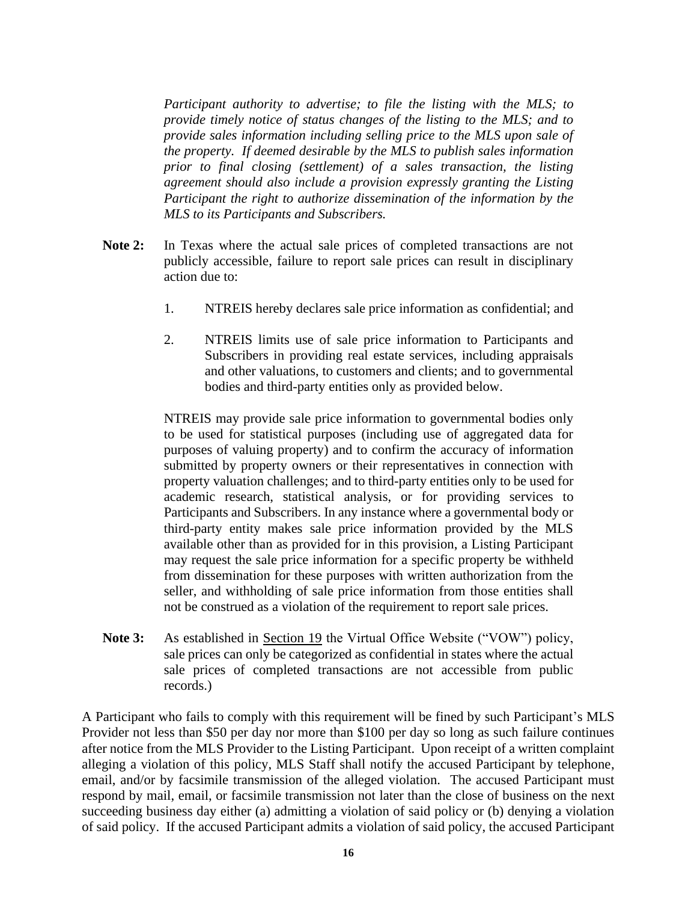*Participant authority to advertise; to file the listing with the MLS; to provide timely notice of status changes of the listing to the MLS; and to provide sales information including selling price to the MLS upon sale of the property. If deemed desirable by the MLS to publish sales information prior to final closing (settlement) of a sales transaction, the listing agreement should also include a provision expressly granting the Listing Participant the right to authorize dissemination of the information by the MLS to its Participants and Subscribers.*

**Note 2:** In Texas where the actual sale prices of completed transactions are not publicly accessible, failure to report sale prices can result in disciplinary action due to:

1. NTREIS hereby declares sale price information as confidential; and

2. NTREIS limits use of sale price information to Participants and Subscribers in providing real estate services, including appraisals and other valuations, to customers and clients; and to governmental bodies and third-party entities only as provided below.

NTREIS may provide sale price information to governmental bodies only to be used for statistical purposes (including use of aggregated data for purposes of valuing property) and to confirm the accuracy of information submitted by property owners or their representatives in connection with property valuation challenges; and to third-party entities only to be used for academic research, statistical analysis, or for providing services to Participants and Subscribers. In any instance where a governmental body or third-party entity makes sale price information provided by the MLS available other than as provided for in this provision, a Listing Participant may request the sale price information for a specific property be withheld from dissemination for these purposes with written authorization from the seller, and withholding of sale price information from those entities shall not be construed as a violation of the requirement to report sale prices.

**Note 3:** As established in Section 19 the Virtual Office Website ("VOW") policy, sale prices can only be categorized as confidential in states where the actual sale prices of completed transactions are not accessible from public records.)

A Participant who fails to comply with this requirement will be fined by such Participant's MLS Provider not less than \$50 per day nor more than \$100 per day so long as such failure continues after notice from the MLS Provider to the Listing Participant. Upon receipt of a written complaint alleging a violation of this policy, MLS Staff shall notify the accused Participant by telephone, email, and/or by facsimile transmission of the alleged violation. The accused Participant must respond by mail, email, or facsimile transmission not later than the close of business on the next succeeding business day either (a) admitting a violation of said policy or (b) denying a violation of said policy. If the accused Participant admits a violation of said policy, the accused Participant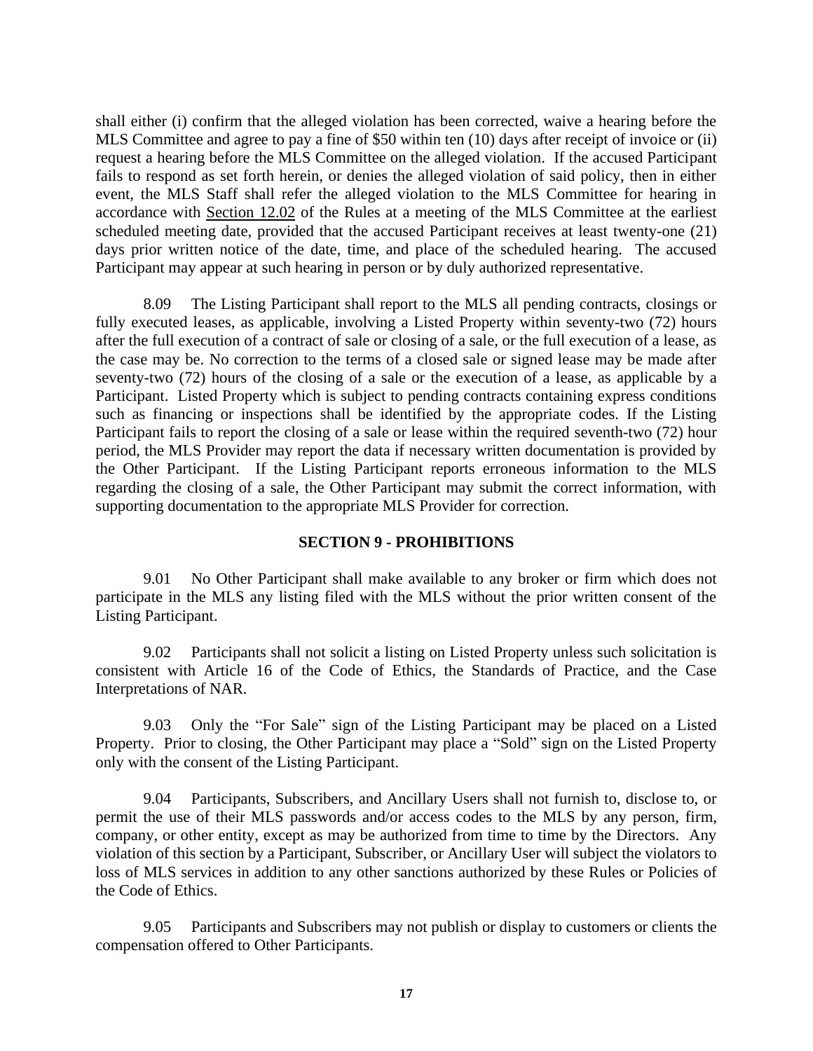shall either (i) confirm that the alleged violation has been corrected, waive a hearing before the MLS Committee and agree to pay a fine of $50 within ten (10) days after receipt of invoice or (ii) request a hearing before the MLS Committee on the alleged violation. If the accused Participant fails to respond as set forth herein, or denies the alleged violation of said policy, then in either event, the MLS Staff shall refer the alleged violation to the MLS Committee for hearing in accordance with Section 12.02 of the Rules at a meeting of the MLS Committee at the earliest scheduled meeting date, provided that the accused Participant receives at least twenty-one (21) days prior written notice of the date, time, and place of the scheduled hearing. The accused Participant may appear at such hearing in person or by duly authorized representative.

8.09 The Listing Participant shall report to the MLS all pending contracts, closings or fully executed leases, as applicable, involving a Listed Property within seventy-two (72) hours after the full execution of a contract of sale or closing of a sale, or the full execution of a lease, as the case may be. No correction to the terms of a closed sale or signed lease may be made after seventy-two (72) hours of the closing of a sale or the execution of a lease, as applicable by a Participant. Listed Property which is subject to pending contracts containing express conditions such as financing or inspections shall be identified by the appropriate codes. If the Listing Participant fails to report the closing of a sale or lease within the required seventh-two (72) hour period, the MLS Provider may report the data if necessary written documentation is provided by the Other Participant. If the Listing Participant reports erroneous information to the MLS regarding the closing of a sale, the Other Participant may submit the correct information, with supporting documentation to the appropriate MLS Provider for correction.

## SECTION 9 - PROHIBITIONS

9.01 No Other Participant shall make available to any broker or firm which does not participate in the MLS any listing filed with the MLS without the prior written consent of the Listing Participant.

9.02 Participants shall not solicit a listing on Listed Property unless such solicitation is consistent with Article 16 of the Code of Ethics, the Standards of Practice, and the Case Interpretations of NAR.

9.03 Only the "For Sale" sign of the Listing Participant may be placed on a Listed Property. Prior to closing, the Other Participant may place a "Sold" sign on the Listed Property only with the consent of the Listing Participant.

9.04 Participants, Subscribers, and Ancillary Users shall not furnish to, disclose to, or permit the use of their MLS passwords and/or access codes to the MLS by any person, firm, company, or other entity, except as may be authorized from time to time by the Directors. Any violation of this section by a Participant, Subscriber, or Ancillary User will subject the violators to loss of MLS services in addition to any other sanctions authorized by these Rules or Policies of the Code of Ethics.

9.05 Participants and Subscribers may not publish or display to customers or clients the compensation offered to Other Participants.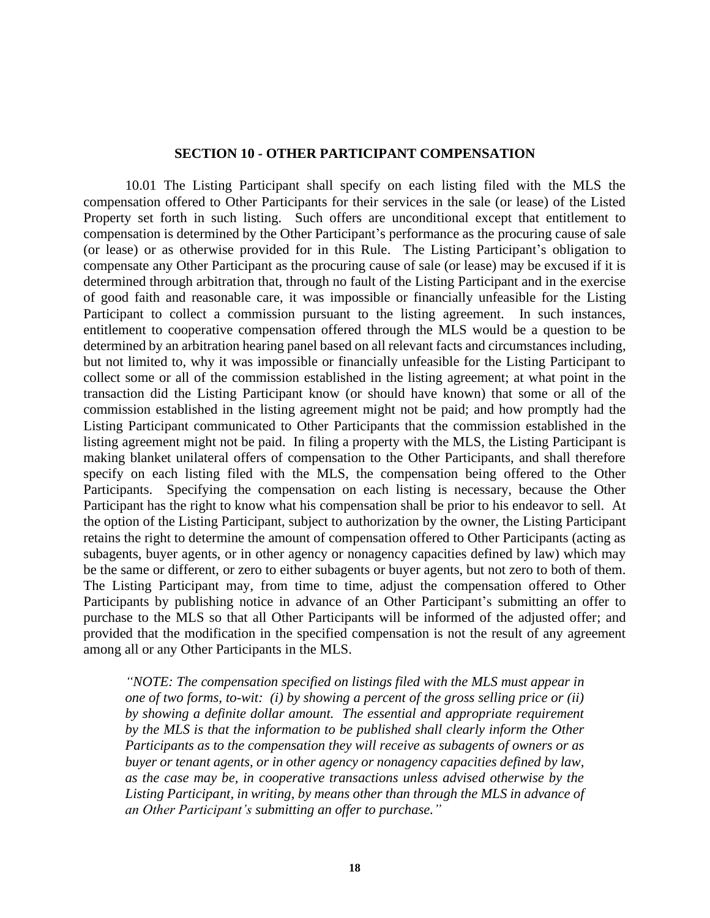## SECTION 10 - OTHER PARTICIPANT COMPENSATION

10.01 The Listing Participant shall specify on each listing filed with the MLS the compensation offered to Other Participants for their services in the sale (or lease) of the Listed Property set forth in such listing. Such offers are unconditional except that entitlement to compensation is determined by the Other Participant's performance as the procuring cause of sale (or lease) or as otherwise provided for in this Rule. The Listing Participant's obligation to compensate any Other Participant as the procuring cause of sale (or lease) may be excused if it is determined through arbitration that, through no fault of the Listing Participant and in the exercise of good faith and reasonable care, it was impossible or financially unfeasible for the Listing Participant to collect a commission pursuant to the listing agreement. In such instances, entitlement to cooperative compensation offered through the MLS would be a question to be determined by an arbitration hearing panel based on all relevant facts and circumstances including, but not limited to, why it was impossible or financially unfeasible for the Listing Participant to collect some or all of the commission established in the listing agreement; at what point in the transaction did the Listing Participant know (or should have known) that some or all of the commission established in the listing agreement might not be paid; and how promptly had the Listing Participant communicated to Other Participants that the commission established in the listing agreement might not be paid. In filing a property with the MLS, the Listing Participant is making blanket unilateral offers of compensation to the Other Participants, and shall therefore specify on each listing filed with the MLS, the compensation being offered to the Other Participants. Specifying the compensation on each listing is necessary, because the Other Participant has the right to know what his compensation shall be prior to his endeavor to sell. At the option of the Listing Participant, subject to authorization by the owner, the Listing Participant retains the right to determine the amount of compensation offered to Other Participants (acting as subagents, buyer agents, or in other agency or nonagency capacities defined by law) which may be the same or different, or zero to either subagents or buyer agents, but not zero to both of them. The Listing Participant may, from time to time, adjust the compensation offered to Other Participants by publishing notice in advance of an Other Participant's submitting an offer to purchase to the MLS so that all Other Participants will be informed of the adjusted offer; and provided that the modification in the specified compensation is not the result of any agreement among all or any Other Participants in the MLS.

> *"NOTE: The compensation specified on listings filed with the MLS must appear in one of two forms, to-wit: (i) by showing a percent of the gross selling price or (ii) by showing a definite dollar amount. The essential and appropriate requirement by the MLS is that the information to be published shall clearly inform the Other Participants as to the compensation they will receive as subagents of owners or as buyer or tenant agents, or in other agency or nonagency capacities defined by law, as the case may be, in cooperative transactions unless advised otherwise by the Listing Participant, in writing, by means other than through the MLS in advance of an Other Participant's submitting an offer to purchase."*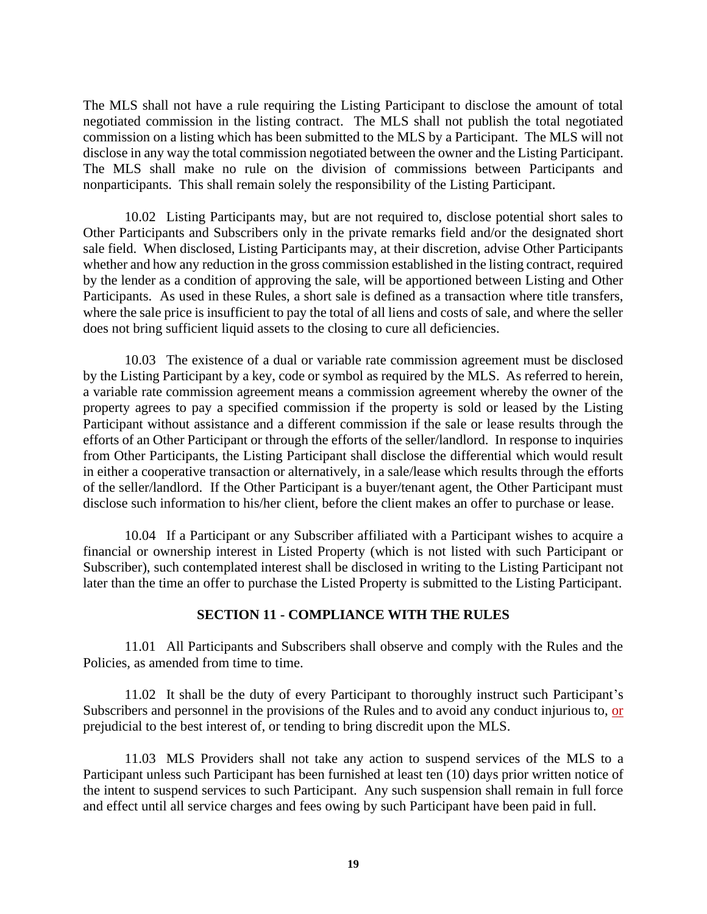The MLS shall not have a rule requiring the Listing Participant to disclose the amount of total negotiated commission in the listing contract. The MLS shall not publish the total negotiated commission on a listing which has been submitted to the MLS by a Participant. The MLS will not disclose in any way the total commission negotiated between the owner and the Listing Participant. The MLS shall make no rule on the division of commissions between Participants and nonparticipants. This shall remain solely the responsibility of the Listing Participant.

10.02 Listing Participants may, but are not required to, disclose potential short sales to Other Participants and Subscribers only in the private remarks field and/or the designated short sale field. When disclosed, Listing Participants may, at their discretion, advise Other Participants whether and how any reduction in the gross commission established in the listing contract, required by the lender as a condition of approving the sale, will be apportioned between Listing and Other Participants. As used in these Rules, a short sale is defined as a transaction where title transfers, where the sale price is insufficient to pay the total of all liens and costs of sale, and where the seller does not bring sufficient liquid assets to the closing to cure all deficiencies.

10.03 The existence of a dual or variable rate commission agreement must be disclosed by the Listing Participant by a key, code or symbol as required by the MLS. As referred to herein, a variable rate commission agreement means a commission agreement whereby the owner of the property agrees to pay a specified commission if the property is sold or leased by the Listing Participant without assistance and a different commission if the sale or lease results through the efforts of an Other Participant or through the efforts of the seller/landlord. In response to inquiries from Other Participants, the Listing Participant shall disclose the differential which would result in either a cooperative transaction or alternatively, in a sale/lease which results through the efforts of the seller/landlord. If the Other Participant is a buyer/tenant agent, the Other Participant must disclose such information to his/her client, before the client makes an offer to purchase or lease.

10.04 If a Participant or any Subscriber affiliated with a Participant wishes to acquire a financial or ownership interest in Listed Property (which is not listed with such Participant or Subscriber), such contemplated interest shall be disclosed in writing to the Listing Participant not later than the time an offer to purchase the Listed Property is submitted to the Listing Participant.

## SECTION 11 - COMPLIANCE WITH THE RULES

11.01 All Participants and Subscribers shall observe and comply with the Rules and the Policies, as amended from time to time.

11.02 It shall be the duty of every Participant to thoroughly instruct such Participant's Subscribers and personnel in the provisions of the Rules and to avoid any conduct injurious to, or prejudicial to the best interest of, or tending to bring discredit upon the MLS.

11.03 MLS Providers shall not take any action to suspend services of the MLS to a Participant unless such Participant has been furnished at least ten (10) days prior written notice of the intent to suspend services to such Participant. Any such suspension shall remain in full force and effect until all service charges and fees owing by such Participant have been paid in full.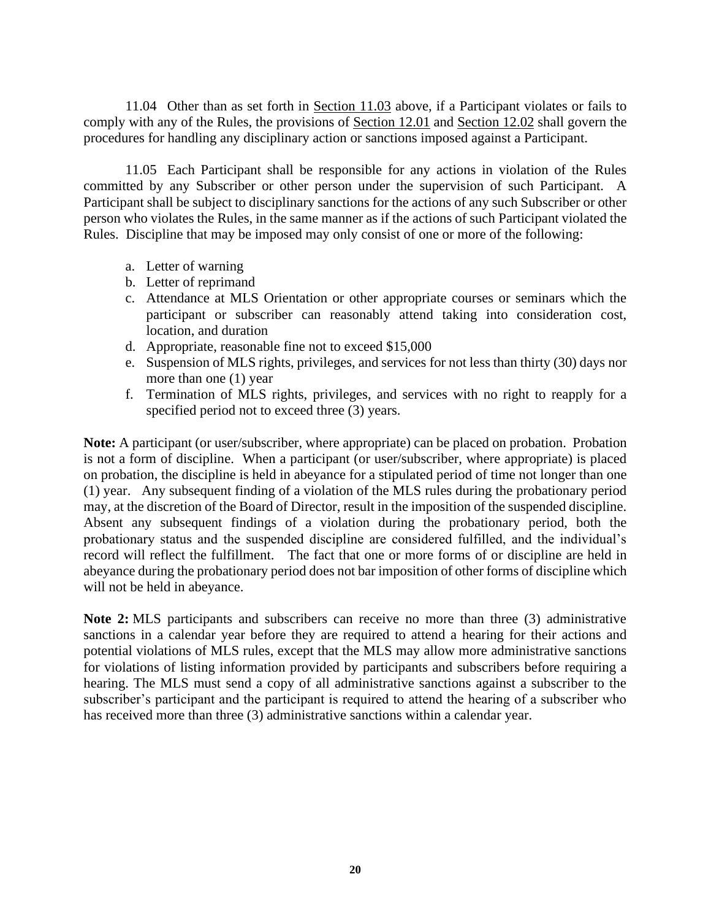11.04 Other than as set forth in Section 11.03 above, if a Participant violates or fails to comply with any of the Rules, the provisions of Section 12.01 and Section 12.02 shall govern the procedures for handling any disciplinary action or sanctions imposed against a Participant.

11.05 Each Participant shall be responsible for any actions in violation of the Rules committed by any Subscriber or other person under the supervision of such Participant. A Participant shall be subject to disciplinary sanctions for the actions of any such Subscriber or other person who violates the Rules, in the same manner as if the actions of such Participant violated the Rules. Discipline that may be imposed may only consist of one or more of the following:

a. Letter of warning
b. Letter of reprimand
c. Attendance at MLS Orientation or other appropriate courses or seminars which the participant or subscriber can reasonably attend taking into consideration cost, location, and duration
d. Appropriate, reasonable fine not to exceed $15,000
e. Suspension of MLS rights, privileges, and services for not less than thirty (30) days nor more than one (1) year
f. Termination of MLS rights, privileges, and services with no right to reapply for a specified period not to exceed three (3) years.

**Note:** A participant (or user/subscriber, where appropriate) can be placed on probation. Probation is not a form of discipline. When a participant (or user/subscriber, where appropriate) is placed on probation, the discipline is held in abeyance for a stipulated period of time not longer than one (1) year. Any subsequent finding of a violation of the MLS rules during the probationary period may, at the discretion of the Board of Director, result in the imposition of the suspended discipline. Absent any subsequent findings of a violation during the probationary period, both the probationary status and the suspended discipline are considered fulfilled, and the individual's record will reflect the fulfillment. The fact that one or more forms of or discipline are held in abeyance during the probationary period does not bar imposition of other forms of discipline which will not be held in abeyance.

**Note 2:** MLS participants and subscribers can receive no more than three (3) administrative sanctions in a calendar year before they are required to attend a hearing for their actions and potential violations of MLS rules, except that the MLS may allow more administrative sanctions for violations of listing information provided by participants and subscribers before requiring a hearing. The MLS must send a copy of all administrative sanctions against a subscriber to the subscriber's participant and the participant is required to attend the hearing of a subscriber who has received more than three (3) administrative sanctions within a calendar year.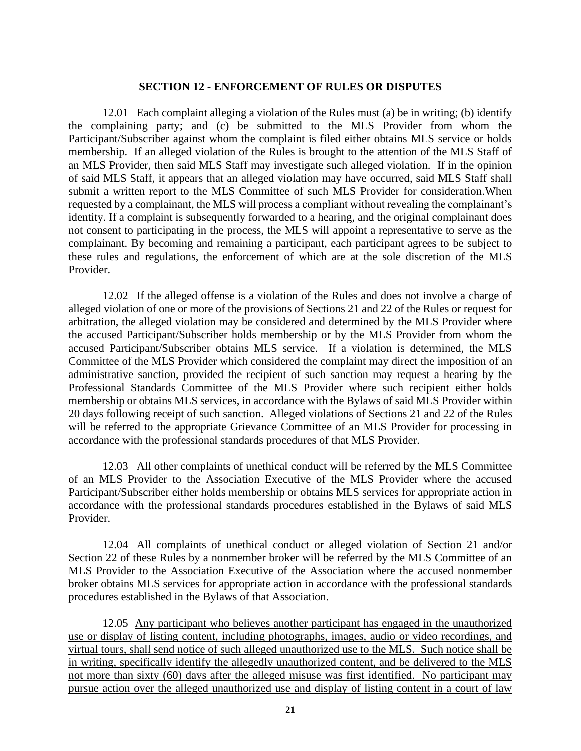## SECTION 12 - ENFORCEMENT OF RULES OR DISPUTES

12.01 Each complaint alleging a violation of the Rules must (a) be in writing; (b) identify the complaining party; and (c) be submitted to the MLS Provider from whom the Participant/Subscriber against whom the complaint is filed either obtains MLS service or holds membership. If an alleged violation of the Rules is brought to the attention of the MLS Staff of an MLS Provider, then said MLS Staff may investigate such alleged violation. If in the opinion of said MLS Staff, it appears that an alleged violation may have occurred, said MLS Staff shall submit a written report to the MLS Committee of such MLS Provider for consideration.When requested by a complainant, the MLS will process a compliant without revealing the complainant's identity. If a complaint is subsequently forwarded to a hearing, and the original complainant does not consent to participating in the process, the MLS will appoint a representative to serve as the complainant. By becoming and remaining a participant, each participant agrees to be subject to these rules and regulations, the enforcement of which are at the sole discretion of the MLS Provider.

12.02 If the alleged offense is a violation of the Rules and does not involve a charge of alleged violation of one or more of the provisions of <u>Sections 21 and 22</u> of the Rules or request for arbitration, the alleged violation may be considered and determined by the MLS Provider where the accused Participant/Subscriber holds membership or by the MLS Provider from whom the accused Participant/Subscriber obtains MLS service. If a violation is determined, the MLS Committee of the MLS Provider which considered the complaint may direct the imposition of an administrative sanction, provided the recipient of such sanction may request a hearing by the Professional Standards Committee of the MLS Provider where such recipient either holds membership or obtains MLS services, in accordance with the Bylaws of said MLS Provider within 20 days following receipt of such sanction. Alleged violations of <u>Sections 21 and 22</u> of the Rules will be referred to the appropriate Grievance Committee of an MLS Provider for processing in accordance with the professional standards procedures of that MLS Provider.

12.03 All other complaints of unethical conduct will be referred by the MLS Committee of an MLS Provider to the Association Executive of the MLS Provider where the accused Participant/Subscriber either holds membership or obtains MLS services for appropriate action in accordance with the professional standards procedures established in the Bylaws of said MLS Provider.

12.04 All complaints of unethical conduct or alleged violation of <u>Section 21</u> and/or <u>Section 22</u> of these Rules by a nonmember broker will be referred by the MLS Committee of an MLS Provider to the Association Executive of the Association where the accused nonmember broker obtains MLS services for appropriate action in accordance with the professional standards procedures established in the Bylaws of that Association.

12.05 <u>Any participant who believes another participant has engaged in the unauthorized use or display of listing content, including photographs, images, audio or video recordings, and virtual tours, shall send notice of such alleged unauthorized use to the MLS. Such notice shall be in writing, specifically identify the allegedly unauthorized content, and be delivered to the MLS not more than sixty (60) days after the alleged misuse was first identified. No participant may pursue action over the alleged unauthorized use and display of listing content in a court of law</u>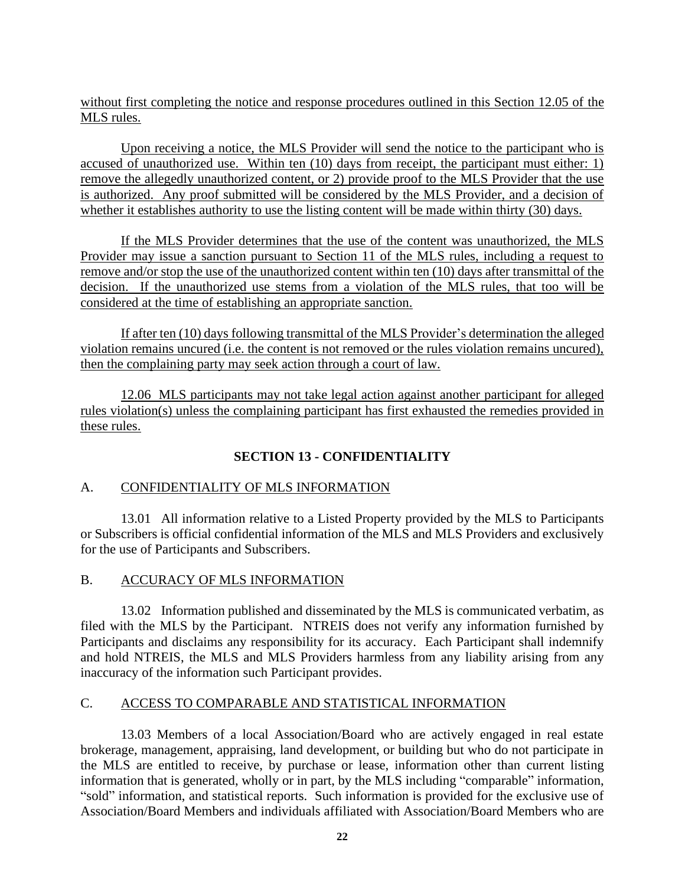without first completing the notice and response procedures outlined in this Section 12.05 of the MLS rules.

Upon receiving a notice, the MLS Provider will send the notice to the participant who is accused of unauthorized use. Within ten (10) days from receipt, the participant must either: 1) remove the allegedly unauthorized content, or 2) provide proof to the MLS Provider that the use is authorized. Any proof submitted will be considered by the MLS Provider, and a decision of whether it establishes authority to use the listing content will be made within thirty (30) days.

If the MLS Provider determines that the use of the content was unauthorized, the MLS Provider may issue a sanction pursuant to Section 11 of the MLS rules, including a request to remove and/or stop the use of the unauthorized content within ten (10) days after transmittal of the decision. If the unauthorized use stems from a violation of the MLS rules, that too will be considered at the time of establishing an appropriate sanction.

If after ten (10) days following transmittal of the MLS Provider's determination the alleged violation remains uncured (i.e. the content is not removed or the rules violation remains uncured), then the complaining party may seek action through a court of law.

12.06 MLS participants may not take legal action against another participant for alleged rules violation(s) unless the complaining participant has first exhausted the remedies provided in these rules.

## SECTION 13 - CONFIDENTIALITY

### A. CONFIDENTIALITY OF MLS INFORMATION

13.01 All information relative to a Listed Property provided by the MLS to Participants or Subscribers is official confidential information of the MLS and MLS Providers and exclusively for the use of Participants and Subscribers.

### B. ACCURACY OF MLS INFORMATION

13.02 Information published and disseminated by the MLS is communicated verbatim, as filed with the MLS by the Participant. NTREIS does not verify any information furnished by Participants and disclaims any responsibility for its accuracy. Each Participant shall indemnify and hold NTREIS, the MLS and MLS Providers harmless from any liability arising from any inaccuracy of the information such Participant provides.

### C. ACCESS TO COMPARABLE AND STATISTICAL INFORMATION

13.03 Members of a local Association/Board who are actively engaged in real estate brokerage, management, appraising, land development, or building but who do not participate in the MLS are entitled to receive, by purchase or lease, information other than current listing information that is generated, wholly or in part, by the MLS including "comparable" information, "sold" information, and statistical reports. Such information is provided for the exclusive use of Association/Board Members and individuals affiliated with Association/Board Members who are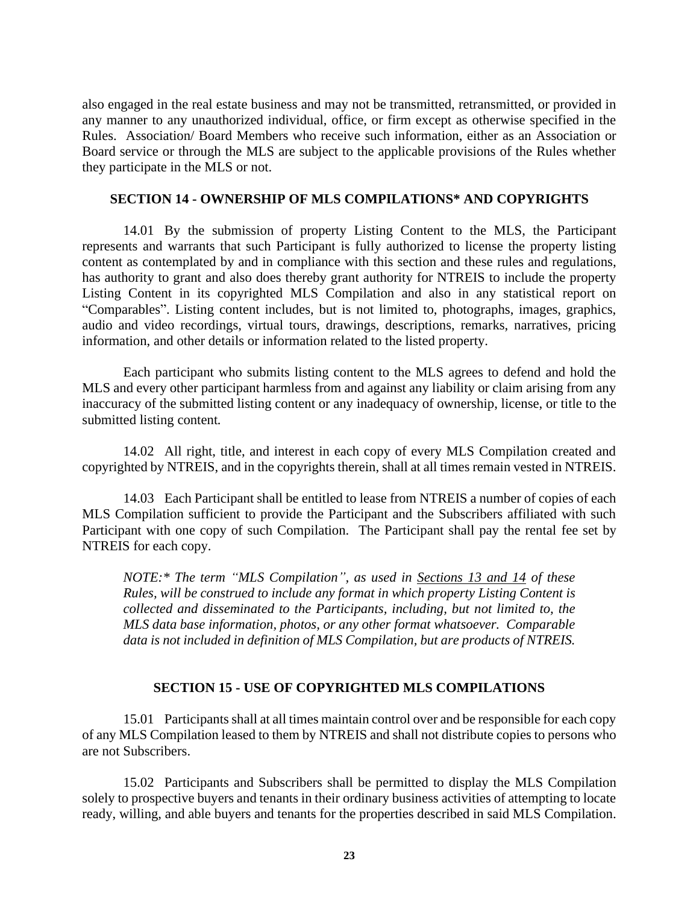also engaged in the real estate business and may not be transmitted, retransmitted, or provided in any manner to any unauthorized individual, office, or firm except as otherwise specified in the Rules. Association/ Board Members who receive such information, either as an Association or Board service or through the MLS are subject to the applicable provisions of the Rules whether they participate in the MLS or not.

## SECTION 14 - OWNERSHIP OF MLS COMPILATIONS* AND COPYRIGHTS

14.01 By the submission of property Listing Content to the MLS, the Participant represents and warrants that such Participant is fully authorized to license the property listing content as contemplated by and in compliance with this section and these rules and regulations, has authority to grant and also does thereby grant authority for NTREIS to include the property Listing Content in its copyrighted MLS Compilation and also in any statistical report on "Comparables". Listing content includes, but is not limited to, photographs, images, graphics, audio and video recordings, virtual tours, drawings, descriptions, remarks, narratives, pricing information, and other details or information related to the listed property.

Each participant who submits listing content to the MLS agrees to defend and hold the MLS and every other participant harmless from and against any liability or claim arising from any inaccuracy of the submitted listing content or any inadequacy of ownership, license, or title to the submitted listing content.

14.02 All right, title, and interest in each copy of every MLS Compilation created and copyrighted by NTREIS, and in the copyrights therein, shall at all times remain vested in NTREIS.

14.03 Each Participant shall be entitled to lease from NTREIS a number of copies of each MLS Compilation sufficient to provide the Participant and the Subscribers affiliated with such Participant with one copy of such Compilation. The Participant shall pay the rental fee set by NTREIS for each copy.

*NOTE:* The term "MLS Compilation", as used in Sections 13 and 14 of these Rules, will be construed to include any format in which property Listing Content is collected and disseminated to the Participants, including, but not limited to, the MLS data base information, photos, or any other format whatsoever. Comparable data is not included in definition of MLS Compilation, but are products of NTREIS.*

## SECTION 15 - USE OF COPYRIGHTED MLS COMPILATIONS

15.01 Participants shall at all times maintain control over and be responsible for each copy of any MLS Compilation leased to them by NTREIS and shall not distribute copies to persons who are not Subscribers.

15.02 Participants and Subscribers shall be permitted to display the MLS Compilation solely to prospective buyers and tenants in their ordinary business activities of attempting to locate ready, willing, and able buyers and tenants for the properties described in said MLS Compilation.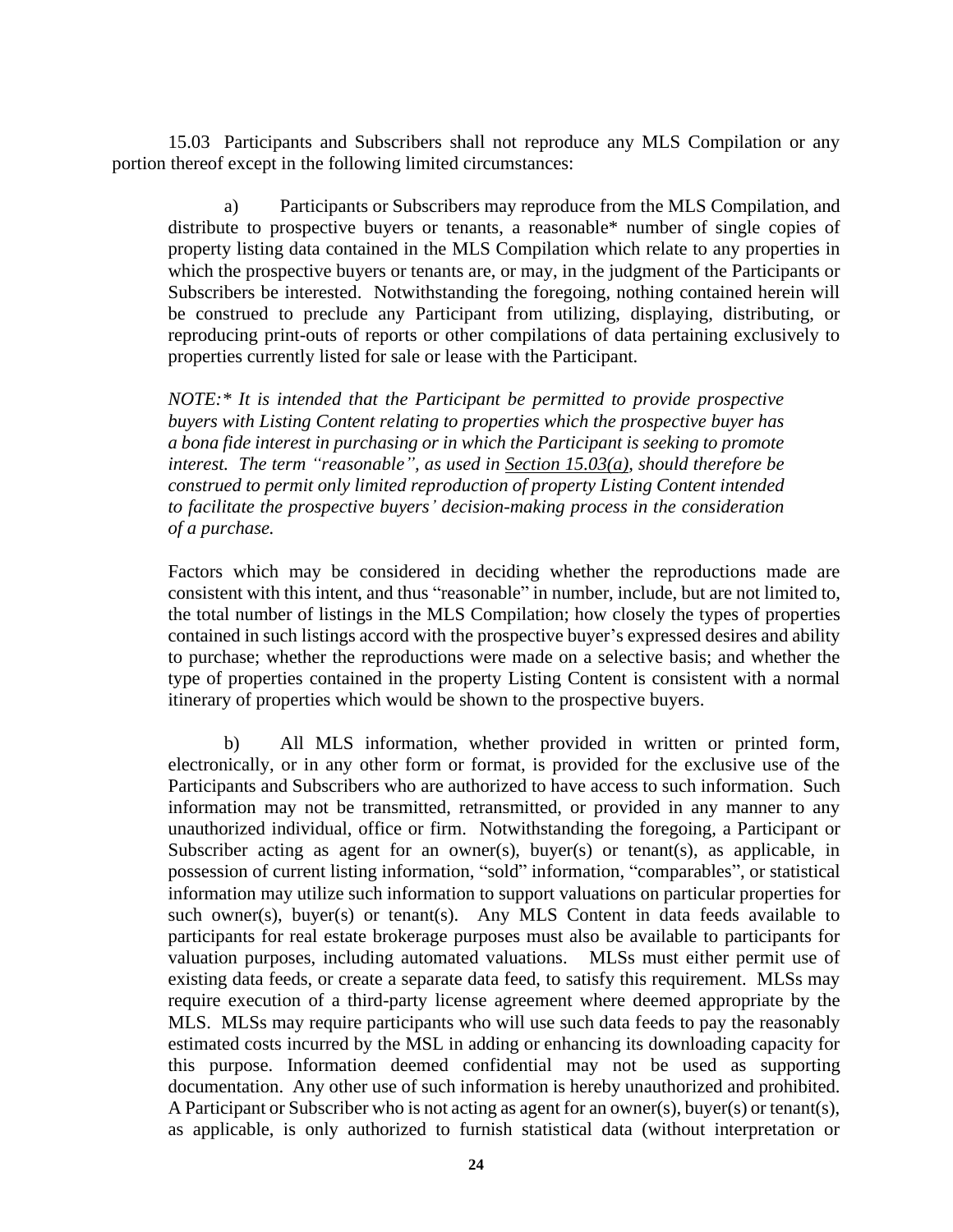15.03 Participants and Subscribers shall not reproduce any MLS Compilation or any portion thereof except in the following limited circumstances:

a) Participants or Subscribers may reproduce from the MLS Compilation, and distribute to prospective buyers or tenants, a reasonable* number of single copies of property listing data contained in the MLS Compilation which relate to any properties in which the prospective buyers or tenants are, or may, in the judgment of the Participants or Subscribers be interested. Notwithstanding the foregoing, nothing contained herein will be construed to preclude any Participant from utilizing, displaying, distributing, or reproducing print-outs of reports or other compilations of data pertaining exclusively to properties currently listed for sale or lease with the Participant.

*NOTE:* It is intended that the Participant be permitted to provide prospective buyers with Listing Content relating to properties which the prospective buyer has a bona fide interest in purchasing or in which the Participant is seeking to promote interest. The term "reasonable", as used in Section 15.03(a), should therefore be construed to permit only limited reproduction of property Listing Content intended to facilitate the prospective buyers' decision-making process in the consideration of a purchase.*

Factors which may be considered in deciding whether the reproductions made are consistent with this intent, and thus "reasonable" in number, include, but are not limited to, the total number of listings in the MLS Compilation; how closely the types of properties contained in such listings accord with the prospective buyer's expressed desires and ability to purchase; whether the reproductions were made on a selective basis; and whether the type of properties contained in the property Listing Content is consistent with a normal itinerary of properties which would be shown to the prospective buyers.

b) All MLS information, whether provided in written or printed form, electronically, or in any other form or format, is provided for the exclusive use of the Participants and Subscribers who are authorized to have access to such information. Such information may not be transmitted, retransmitted, or provided in any manner to any unauthorized individual, office or firm. Notwithstanding the foregoing, a Participant or Subscriber acting as agent for an owner(s), buyer(s) or tenant(s), as applicable, in possession of current listing information, "sold" information, "comparables", or statistical information may utilize such information to support valuations on particular properties for such owner(s), buyer(s) or tenant(s). Any MLS Content in data feeds available to participants for real estate brokerage purposes must also be available to participants for valuation purposes, including automated valuations. MLSs must either permit use of existing data feeds, or create a separate data feed, to satisfy this requirement. MLSs may require execution of a third-party license agreement where deemed appropriate by the MLS. MLSs may require participants who will use such data feeds to pay the reasonably estimated costs incurred by the MSL in adding or enhancing its downloading capacity for this purpose. Information deemed confidential may not be used as supporting documentation. Any other use of such information is hereby unauthorized and prohibited. A Participant or Subscriber who is not acting as agent for an owner(s), buyer(s) or tenant(s), as applicable, is only authorized to furnish statistical data (without interpretation or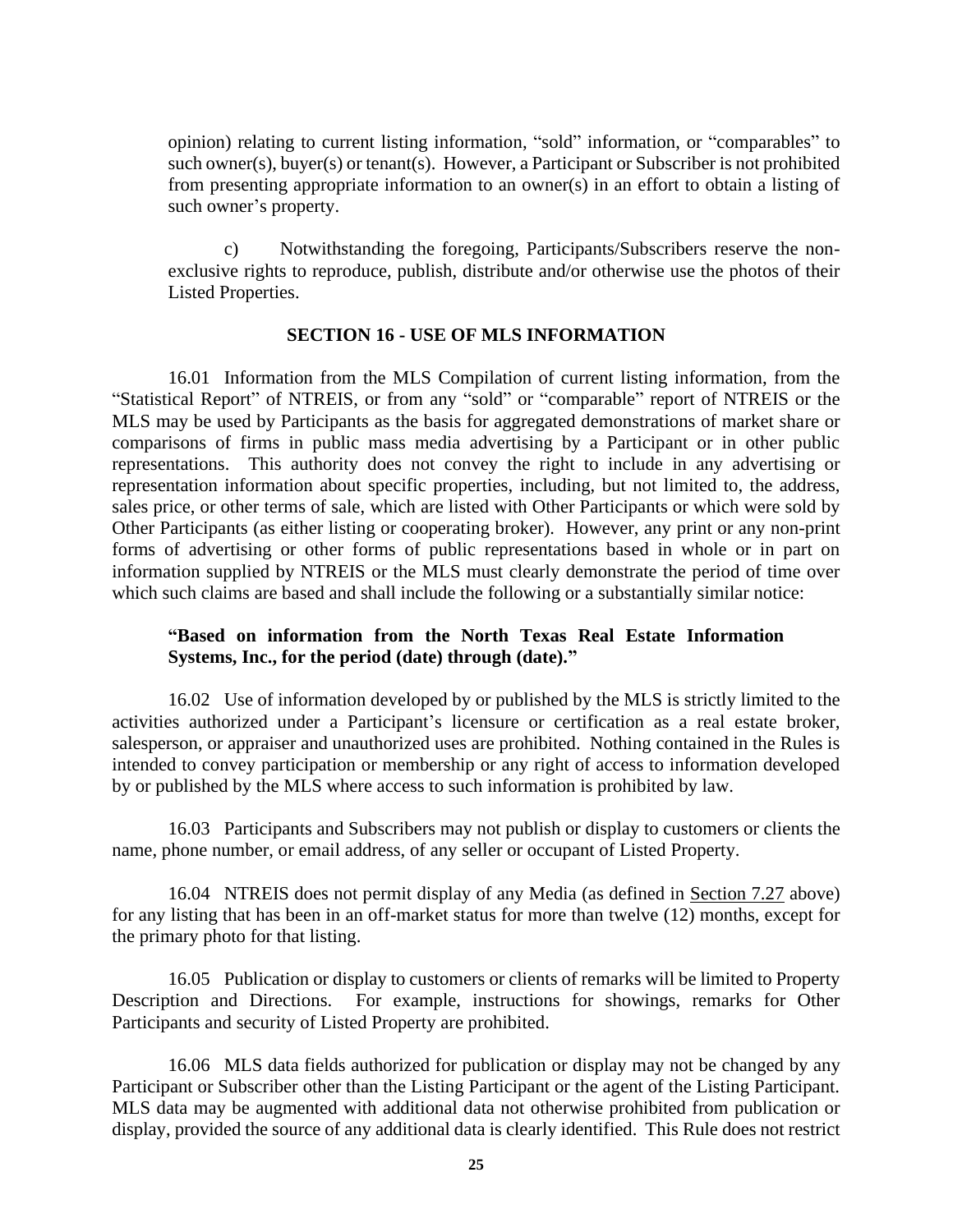opinion) relating to current listing information, "sold" information, or "comparables" to such owner(s), buyer(s) or tenant(s). However, a Participant or Subscriber is not prohibited from presenting appropriate information to an owner(s) in an effort to obtain a listing of such owner's property.

c) Notwithstanding the foregoing, Participants/Subscribers reserve the non-exclusive rights to reproduce, publish, distribute and/or otherwise use the photos of their Listed Properties.

## SECTION 16 - USE OF MLS INFORMATION

16.01 Information from the MLS Compilation of current listing information, from the "Statistical Report" of NTREIS, or from any "sold" or "comparable" report of NTREIS or the MLS may be used by Participants as the basis for aggregated demonstrations of market share or comparisons of firms in public mass media advertising by a Participant or in other public representations. This authority does not convey the right to include in any advertising or representation information about specific properties, including, but not limited to, the address, sales price, or other terms of sale, which are listed with Other Participants or which were sold by Other Participants (as either listing or cooperating broker). However, any print or any non-print forms of advertising or other forms of public representations based in whole or in part on information supplied by NTREIS or the MLS must clearly demonstrate the period of time over which such claims are based and shall include the following or a substantially similar notice:

**"Based on information from the North Texas Real Estate Information Systems, Inc., for the period (date) through (date)."**

16.02 Use of information developed by or published by the MLS is strictly limited to the activities authorized under a Participant's licensure or certification as a real estate broker, salesperson, or appraiser and unauthorized uses are prohibited. Nothing contained in the Rules is intended to convey participation or membership or any right of access to information developed by or published by the MLS where access to such information is prohibited by law.

16.03 Participants and Subscribers may not publish or display to customers or clients the name, phone number, or email address, of any seller or occupant of Listed Property.

16.04 NTREIS does not permit display of any Media (as defined in Section 7.27 above) for any listing that has been in an off-market status for more than twelve (12) months, except for the primary photo for that listing.

16.05 Publication or display to customers or clients of remarks will be limited to Property Description and Directions. For example, instructions for showings, remarks for Other Participants and security of Listed Property are prohibited.

16.06 MLS data fields authorized for publication or display may not be changed by any Participant or Subscriber other than the Listing Participant or the agent of the Listing Participant. MLS data may be augmented with additional data not otherwise prohibited from publication or display, provided the source of any additional data is clearly identified. This Rule does not restrict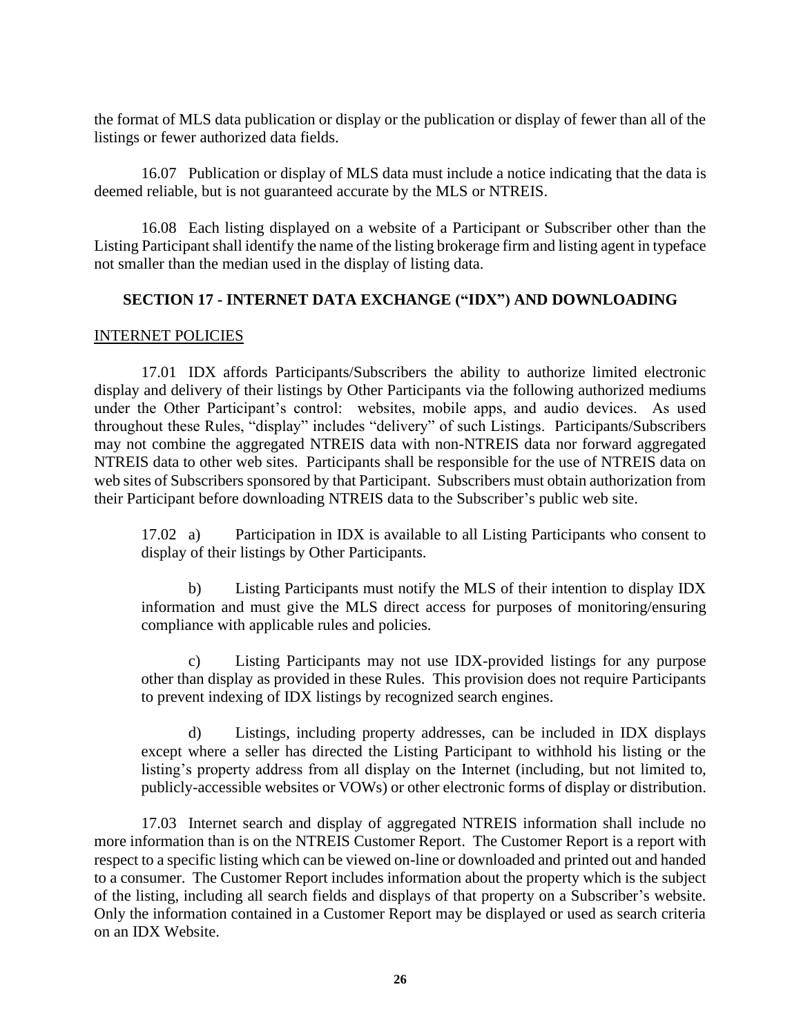the format of MLS data publication or display or the publication or display of fewer than all of the listings or fewer authorized data fields.

16.07 Publication or display of MLS data must include a notice indicating that the data is deemed reliable, but is not guaranteed accurate by the MLS or NTREIS.

16.08 Each listing displayed on a website of a Participant or Subscriber other than the Listing Participant shall identify the name of the listing brokerage firm and listing agent in typeface not smaller than the median used in the display of listing data.

## SECTION 17 - INTERNET DATA EXCHANGE ("IDX") AND DOWNLOADING

<u>INTERNET POLICIES</u>

17.01 IDX affords Participants/Subscribers the ability to authorize limited electronic display and delivery of their listings by Other Participants via the following authorized mediums under the Other Participant's control: websites, mobile apps, and audio devices. As used throughout these Rules, "display" includes "delivery" of such Listings. Participants/Subscribers may not combine the aggregated NTREIS data with non-NTREIS data nor forward aggregated NTREIS data to other web sites. Participants shall be responsible for the use of NTREIS data on web sites of Subscribers sponsored by that Participant. Subscribers must obtain authorization from their Participant before downloading NTREIS data to the Subscriber's public web site.

17.02 a) Participation in IDX is available to all Listing Participants who consent to display of their listings by Other Participants.

b) Listing Participants must notify the MLS of their intention to display IDX information and must give the MLS direct access for purposes of monitoring/ensuring compliance with applicable rules and policies.

c) Listing Participants may not use IDX-provided listings for any purpose other than display as provided in these Rules. This provision does not require Participants to prevent indexing of IDX listings by recognized search engines.

d) Listings, including property addresses, can be included in IDX displays except where a seller has directed the Listing Participant to withhold his listing or the listing's property address from all display on the Internet (including, but not limited to, publicly-accessible websites or VOWs) or other electronic forms of display or distribution.

17.03 Internet search and display of aggregated NTREIS information shall include no more information than is on the NTREIS Customer Report. The Customer Report is a report with respect to a specific listing which can be viewed on-line or downloaded and printed out and handed to a consumer. The Customer Report includes information about the property which is the subject of the listing, including all search fields and displays of that property on a Subscriber's website. Only the information contained in a Customer Report may be displayed or used as search criteria on an IDX Website.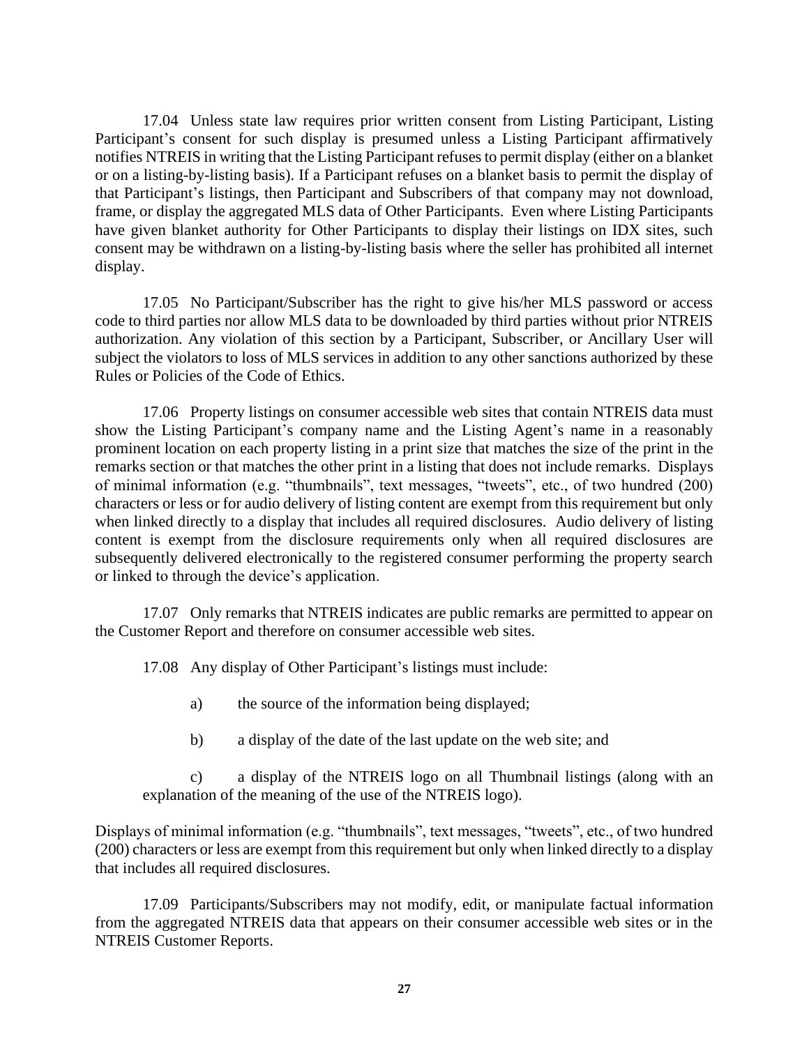17.04 Unless state law requires prior written consent from Listing Participant, Listing Participant's consent for such display is presumed unless a Listing Participant affirmatively notifies NTREIS in writing that the Listing Participant refuses to permit display (either on a blanket or on a listing-by-listing basis). If a Participant refuses on a blanket basis to permit the display of that Participant's listings, then Participant and Subscribers of that company may not download, frame, or display the aggregated MLS data of Other Participants. Even where Listing Participants have given blanket authority for Other Participants to display their listings on IDX sites, such consent may be withdrawn on a listing-by-listing basis where the seller has prohibited all internet display.

17.05 No Participant/Subscriber has the right to give his/her MLS password or access code to third parties nor allow MLS data to be downloaded by third parties without prior NTREIS authorization. Any violation of this section by a Participant, Subscriber, or Ancillary User will subject the violators to loss of MLS services in addition to any other sanctions authorized by these Rules or Policies of the Code of Ethics.

17.06 Property listings on consumer accessible web sites that contain NTREIS data must show the Listing Participant's company name and the Listing Agent's name in a reasonably prominent location on each property listing in a print size that matches the size of the print in the remarks section or that matches the other print in a listing that does not include remarks. Displays of minimal information (e.g. "thumbnails", text messages, "tweets", etc., of two hundred (200) characters or less or for audio delivery of listing content are exempt from this requirement but only when linked directly to a display that includes all required disclosures. Audio delivery of listing content is exempt from the disclosure requirements only when all required disclosures are subsequently delivered electronically to the registered consumer performing the property search or linked to through the device's application.

17.07 Only remarks that NTREIS indicates are public remarks are permitted to appear on the Customer Report and therefore on consumer accessible web sites.

17.08 Any display of Other Participant's listings must include:

a) the source of the information being displayed;

b) a display of the date of the last update on the web site; and

c) a display of the NTREIS logo on all Thumbnail listings (along with an explanation of the meaning of the use of the NTREIS logo).

Displays of minimal information (e.g. "thumbnails", text messages, "tweets", etc., of two hundred (200) characters or less are exempt from this requirement but only when linked directly to a display that includes all required disclosures.

17.09 Participants/Subscribers may not modify, edit, or manipulate factual information from the aggregated NTREIS data that appears on their consumer accessible web sites or in the NTREIS Customer Reports.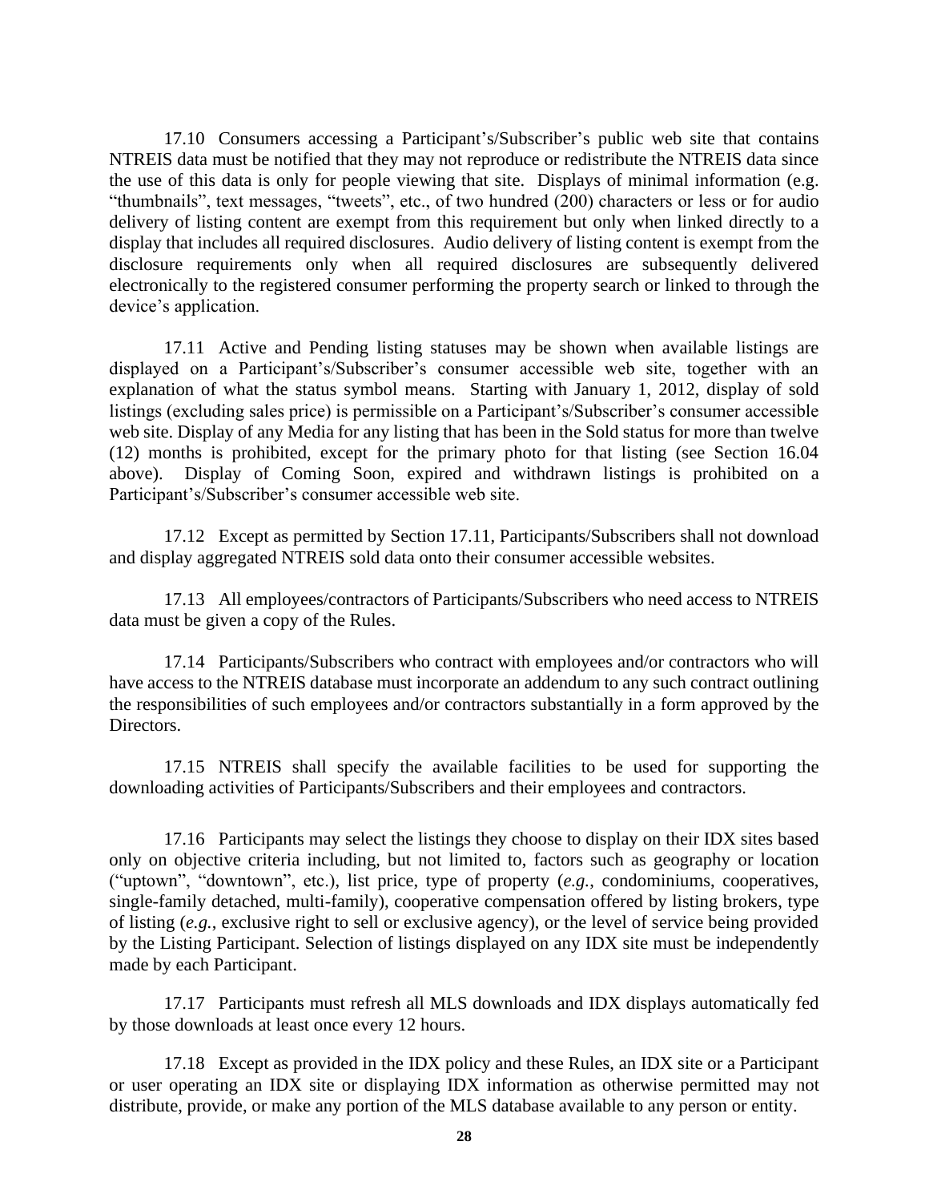17.10 Consumers accessing a Participant's/Subscriber's public web site that contains NTREIS data must be notified that they may not reproduce or redistribute the NTREIS data since the use of this data is only for people viewing that site. Displays of minimal information (e.g. "thumbnails", text messages, "tweets", etc., of two hundred (200) characters or less or for audio delivery of listing content are exempt from this requirement but only when linked directly to a display that includes all required disclosures. Audio delivery of listing content is exempt from the disclosure requirements only when all required disclosures are subsequently delivered electronically to the registered consumer performing the property search or linked to through the device's application.

17.11 Active and Pending listing statuses may be shown when available listings are displayed on a Participant's/Subscriber's consumer accessible web site, together with an explanation of what the status symbol means. Starting with January 1, 2012, display of sold listings (excluding sales price) is permissible on a Participant's/Subscriber's consumer accessible web site. Display of any Media for any listing that has been in the Sold status for more than twelve (12) months is prohibited, except for the primary photo for that listing (see Section 16.04 above). Display of Coming Soon, expired and withdrawn listings is prohibited on a Participant's/Subscriber's consumer accessible web site.

17.12 Except as permitted by Section 17.11, Participants/Subscribers shall not download and display aggregated NTREIS sold data onto their consumer accessible websites.

17.13 All employees/contractors of Participants/Subscribers who need access to NTREIS data must be given a copy of the Rules.

17.14 Participants/Subscribers who contract with employees and/or contractors who will have access to the NTREIS database must incorporate an addendum to any such contract outlining the responsibilities of such employees and/or contractors substantially in a form approved by the Directors.

17.15 NTREIS shall specify the available facilities to be used for supporting the downloading activities of Participants/Subscribers and their employees and contractors.

17.16 Participants may select the listings they choose to display on their IDX sites based only on objective criteria including, but not limited to, factors such as geography or location ("uptown", "downtown", etc.), list price, type of property (*e.g.*, condominiums, cooperatives, single-family detached, multi-family), cooperative compensation offered by listing brokers, type of listing (*e.g.*, exclusive right to sell or exclusive agency), or the level of service being provided by the Listing Participant. Selection of listings displayed on any IDX site must be independently made by each Participant.

17.17 Participants must refresh all MLS downloads and IDX displays automatically fed by those downloads at least once every 12 hours.

17.18 Except as provided in the IDX policy and these Rules, an IDX site or a Participant or user operating an IDX site or displaying IDX information as otherwise permitted may not distribute, provide, or make any portion of the MLS database available to any person or entity.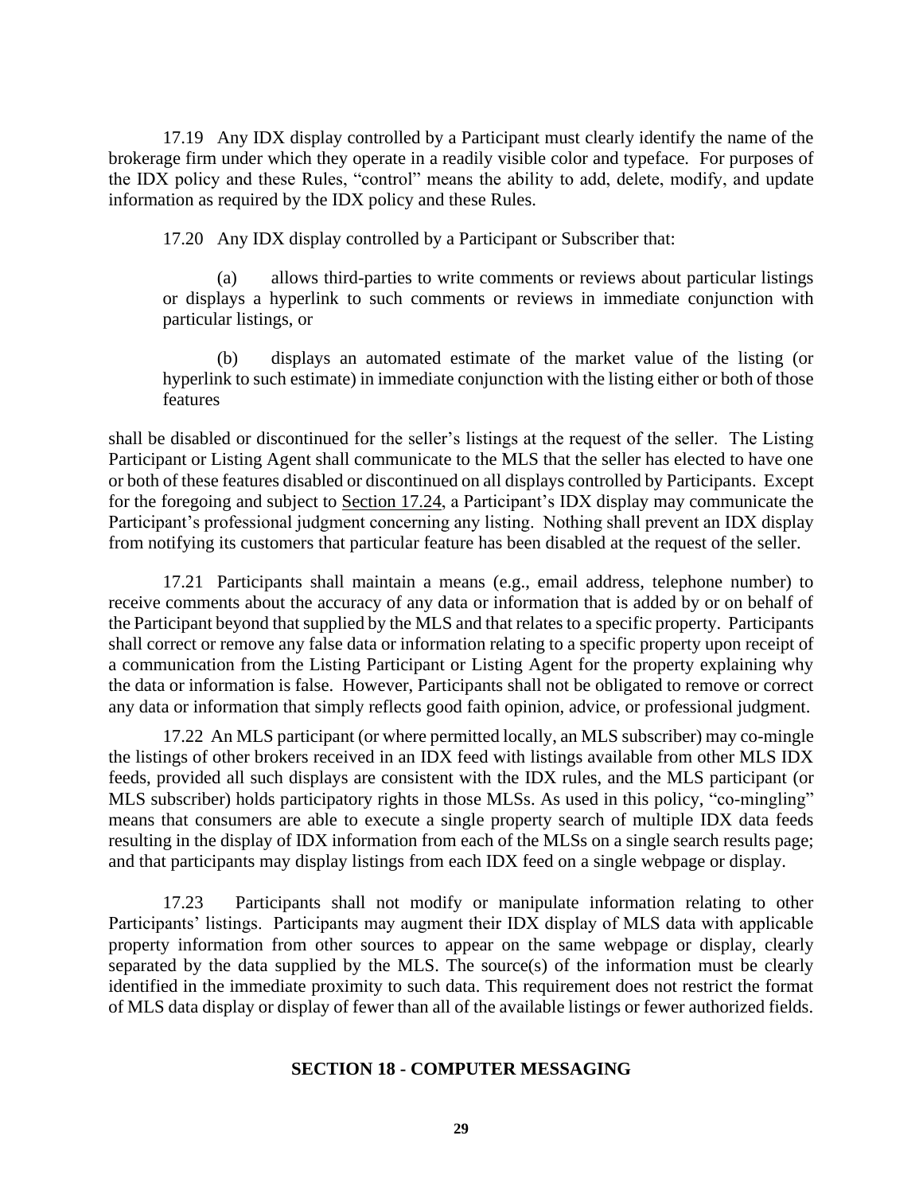17.19 Any IDX display controlled by a Participant must clearly identify the name of the brokerage firm under which they operate in a readily visible color and typeface. For purposes of the IDX policy and these Rules, "control" means the ability to add, delete, modify, and update information as required by the IDX policy and these Rules.

17.20 Any IDX display controlled by a Participant or Subscriber that:

(a) allows third-parties to write comments or reviews about particular listings or displays a hyperlink to such comments or reviews in immediate conjunction with particular listings, or

(b) displays an automated estimate of the market value of the listing (or hyperlink to such estimate) in immediate conjunction with the listing either or both of those features

shall be disabled or discontinued for the seller's listings at the request of the seller. The Listing Participant or Listing Agent shall communicate to the MLS that the seller has elected to have one or both of these features disabled or discontinued on all displays controlled by Participants. Except for the foregoing and subject to Section 17.24, a Participant's IDX display may communicate the Participant's professional judgment concerning any listing. Nothing shall prevent an IDX display from notifying its customers that particular feature has been disabled at the request of the seller.

17.21 Participants shall maintain a means (e.g., email address, telephone number) to receive comments about the accuracy of any data or information that is added by or on behalf of the Participant beyond that supplied by the MLS and that relates to a specific property. Participants shall correct or remove any false data or information relating to a specific property upon receipt of a communication from the Listing Participant or Listing Agent for the property explaining why the data or information is false. However, Participants shall not be obligated to remove or correct any data or information that simply reflects good faith opinion, advice, or professional judgment.

17.22 An MLS participant (or where permitted locally, an MLS subscriber) may co-mingle the listings of other brokers received in an IDX feed with listings available from other MLS IDX feeds, provided all such displays are consistent with the IDX rules, and the MLS participant (or MLS subscriber) holds participatory rights in those MLSs. As used in this policy, "co-mingling" means that consumers are able to execute a single property search of multiple IDX data feeds resulting in the display of IDX information from each of the MLSs on a single search results page; and that participants may display listings from each IDX feed on a single webpage or display.

17.23 Participants shall not modify or manipulate information relating to other Participants' listings. Participants may augment their IDX display of MLS data with applicable property information from other sources to appear on the same webpage or display, clearly separated by the data supplied by the MLS. The source(s) of the information must be clearly identified in the immediate proximity to such data. This requirement does not restrict the format of MLS data display or display of fewer than all of the available listings or fewer authorized fields.

## SECTION 18 - COMPUTER MESSAGING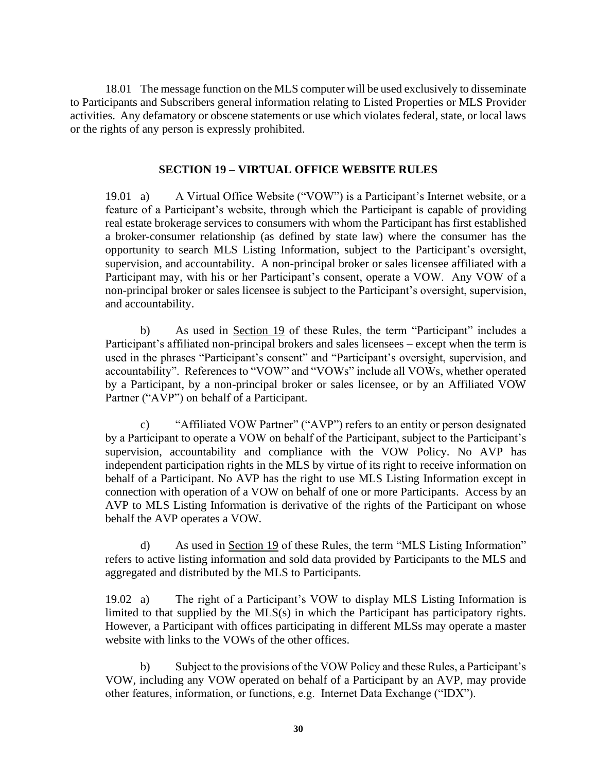18.01 The message function on the MLS computer will be used exclusively to disseminate to Participants and Subscribers general information relating to Listed Properties or MLS Provider activities. Any defamatory or obscene statements or use which violates federal, state, or local laws or the rights of any person is expressly prohibited.

## SECTION 19 – VIRTUAL OFFICE WEBSITE RULES

19.01 a) A Virtual Office Website ("VOW") is a Participant's Internet website, or a feature of a Participant's website, through which the Participant is capable of providing real estate brokerage services to consumers with whom the Participant has first established a broker-consumer relationship (as defined by state law) where the consumer has the opportunity to search MLS Listing Information, subject to the Participant's oversight, supervision, and accountability. A non-principal broker or sales licensee affiliated with a Participant may, with his or her Participant's consent, operate a VOW. Any VOW of a non-principal broker or sales licensee is subject to the Participant's oversight, supervision, and accountability.

b) As used in Section 19 of these Rules, the term "Participant" includes a Participant's affiliated non-principal brokers and sales licensees – except when the term is used in the phrases "Participant's consent" and "Participant's oversight, supervision, and accountability". References to "VOW" and "VOWs" include all VOWs, whether operated by a Participant, by a non-principal broker or sales licensee, or by an Affiliated VOW Partner ("AVP") on behalf of a Participant.

c) "Affiliated VOW Partner" ("AVP") refers to an entity or person designated by a Participant to operate a VOW on behalf of the Participant, subject to the Participant's supervision, accountability and compliance with the VOW Policy. No AVP has independent participation rights in the MLS by virtue of its right to receive information on behalf of a Participant. No AVP has the right to use MLS Listing Information except in connection with operation of a VOW on behalf of one or more Participants. Access by an AVP to MLS Listing Information is derivative of the rights of the Participant on whose behalf the AVP operates a VOW.

d) As used in Section 19 of these Rules, the term "MLS Listing Information" refers to active listing information and sold data provided by Participants to the MLS and aggregated and distributed by the MLS to Participants.

19.02 a) The right of a Participant's VOW to display MLS Listing Information is limited to that supplied by the MLS(s) in which the Participant has participatory rights. However, a Participant with offices participating in different MLSs may operate a master website with links to the VOWs of the other offices.

b) Subject to the provisions of the VOW Policy and these Rules, a Participant's VOW, including any VOW operated on behalf of a Participant by an AVP, may provide other features, information, or functions, e.g. Internet Data Exchange ("IDX").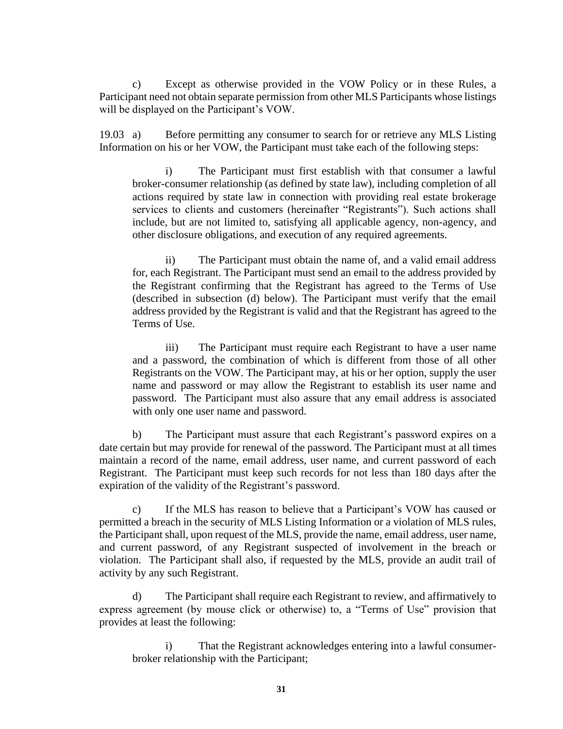c) Except as otherwise provided in the VOW Policy or in these Rules, a Participant need not obtain separate permission from other MLS Participants whose listings will be displayed on the Participant's VOW.

19.03 a) Before permitting any consumer to search for or retrieve any MLS Listing Information on his or her VOW, the Participant must take each of the following steps:

> i) The Participant must first establish with that consumer a lawful broker-consumer relationship (as defined by state law), including completion of all actions required by state law in connection with providing real estate brokerage services to clients and customers (hereinafter "Registrants"). Such actions shall include, but are not limited to, satisfying all applicable agency, non-agency, and other disclosure obligations, and execution of any required agreements.
>
> ii) The Participant must obtain the name of, and a valid email address for, each Registrant. The Participant must send an email to the address provided by the Registrant confirming that the Registrant has agreed to the Terms of Use (described in subsection (d) below). The Participant must verify that the email address provided by the Registrant is valid and that the Registrant has agreed to the Terms of Use.
>
> iii) The Participant must require each Registrant to have a user name and a password, the combination of which is different from those of all other Registrants on the VOW. The Participant may, at his or her option, supply the user name and password or may allow the Registrant to establish its user name and password. The Participant must also assure that any email address is associated with only one user name and password.

b) The Participant must assure that each Registrant's password expires on a date certain but may provide for renewal of the password. The Participant must at all times maintain a record of the name, email address, user name, and current password of each Registrant. The Participant must keep such records for not less than 180 days after the expiration of the validity of the Registrant's password.

c) If the MLS has reason to believe that a Participant's VOW has caused or permitted a breach in the security of MLS Listing Information or a violation of MLS rules, the Participant shall, upon request of the MLS, provide the name, email address, user name, and current password, of any Registrant suspected of involvement in the breach or violation. The Participant shall also, if requested by the MLS, provide an audit trail of activity by any such Registrant.

d) The Participant shall require each Registrant to review, and affirmatively to express agreement (by mouse click or otherwise) to, a "Terms of Use" provision that provides at least the following:

> i) That the Registrant acknowledges entering into a lawful consumer-broker relationship with the Participant;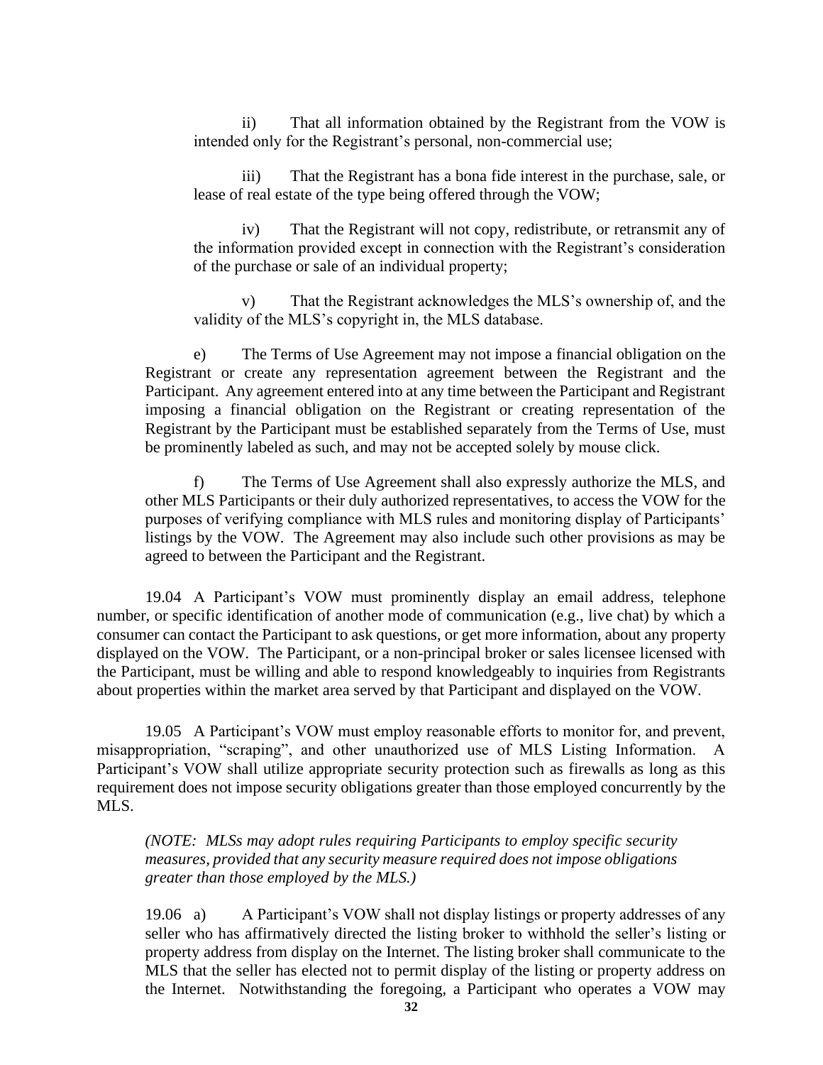ii) That all information obtained by the Registrant from the VOW is intended only for the Registrant's personal, non-commercial use;

iii) That the Registrant has a bona fide interest in the purchase, sale, or lease of real estate of the type being offered through the VOW;

iv) That the Registrant will not copy, redistribute, or retransmit any of the information provided except in connection with the Registrant's consideration of the purchase or sale of an individual property;

v) That the Registrant acknowledges the MLS's ownership of, and the validity of the MLS's copyright in, the MLS database.

e) The Terms of Use Agreement may not impose a financial obligation on the Registrant or create any representation agreement between the Registrant and the Participant. Any agreement entered into at any time between the Participant and Registrant imposing a financial obligation on the Registrant or creating representation of the Registrant by the Participant must be established separately from the Terms of Use, must be prominently labeled as such, and may not be accepted solely by mouse click.

f) The Terms of Use Agreement shall also expressly authorize the MLS, and other MLS Participants or their duly authorized representatives, to access the VOW for the purposes of verifying compliance with MLS rules and monitoring display of Participants' listings by the VOW. The Agreement may also include such other provisions as may be agreed to between the Participant and the Registrant.

19.04 A Participant's VOW must prominently display an email address, telephone number, or specific identification of another mode of communication (e.g., live chat) by which a consumer can contact the Participant to ask questions, or get more information, about any property displayed on the VOW. The Participant, or a non-principal broker or sales licensee licensed with the Participant, must be willing and able to respond knowledgeably to inquiries from Registrants about properties within the market area served by that Participant and displayed on the VOW.

19.05 A Participant's VOW must employ reasonable efforts to monitor for, and prevent, misappropriation, "scraping", and other unauthorized use of MLS Listing Information. A Participant's VOW shall utilize appropriate security protection such as firewalls as long as this requirement does not impose security obligations greater than those employed concurrently by the MLS.

*(NOTE: MLSs may adopt rules requiring Participants to employ specific security measures, provided that any security measure required does not impose obligations greater than those employed by the MLS.)*

19.06 a) A Participant's VOW shall not display listings or property addresses of any seller who has affirmatively directed the listing broker to withhold the seller's listing or property address from display on the Internet. The listing broker shall communicate to the MLS that the seller has elected not to permit display of the listing or property address on the Internet. Notwithstanding the foregoing, a Participant who operates a VOW may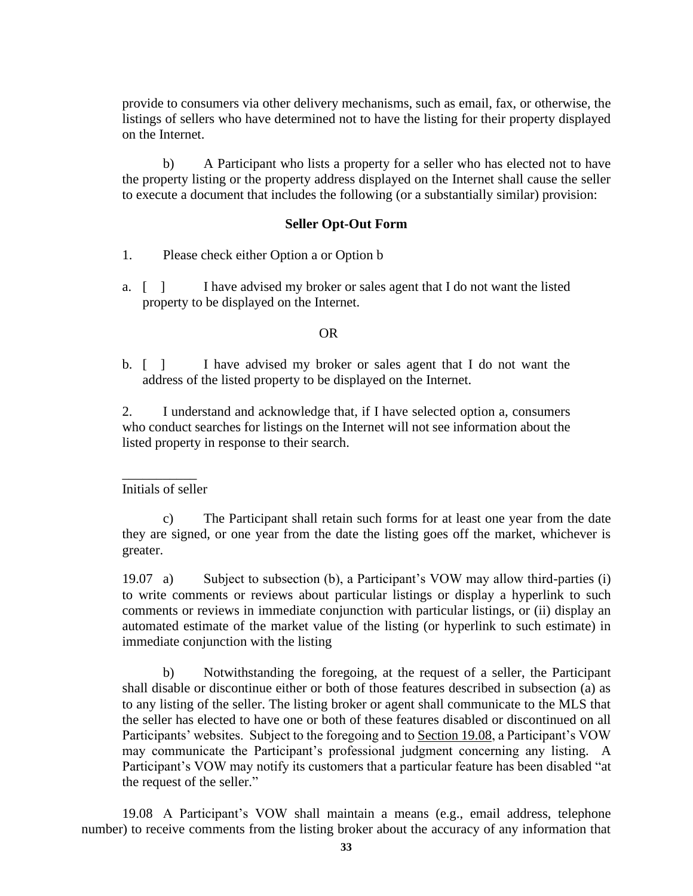provide to consumers via other delivery mechanisms, such as email, fax, or otherwise, the listings of sellers who have determined not to have the listing for their property displayed on the Internet.

b) A Participant who lists a property for a seller who has elected not to have the property listing or the property address displayed on the Internet shall cause the seller to execute a document that includes the following (or a substantially similar) provision:

**Seller Opt-Out Form**

1. Please check either Option a or Option b

a. [ ] I have advised my broker or sales agent that I do not want the listed property to be displayed on the Internet.

OR

b. [ ] I have advised my broker or sales agent that I do not want the address of the listed property to be displayed on the Internet.

2. I understand and acknowledge that, if I have selected option a, consumers who conduct searches for listings on the Internet will not see information about the listed property in response to their search.

___________
Initials of seller

c) The Participant shall retain such forms for at least one year from the date they are signed, or one year from the date the listing goes off the market, whichever is greater.

19.07 a) Subject to subsection (b), a Participant's VOW may allow third-parties (i) to write comments or reviews about particular listings or display a hyperlink to such comments or reviews in immediate conjunction with particular listings, or (ii) display an automated estimate of the market value of the listing (or hyperlink to such estimate) in immediate conjunction with the listing

b) Notwithstanding the foregoing, at the request of a seller, the Participant shall disable or discontinue either or both of those features described in subsection (a) as to any listing of the seller. The listing broker or agent shall communicate to the MLS that the seller has elected to have one or both of these features disabled or discontinued on all Participants' websites. Subject to the foregoing and to Section 19.08, a Participant's VOW may communicate the Participant's professional judgment concerning any listing. A Participant's VOW may notify its customers that a particular feature has been disabled "at the request of the seller."

19.08 A Participant's VOW shall maintain a means (e.g., email address, telephone number) to receive comments from the listing broker about the accuracy of any information that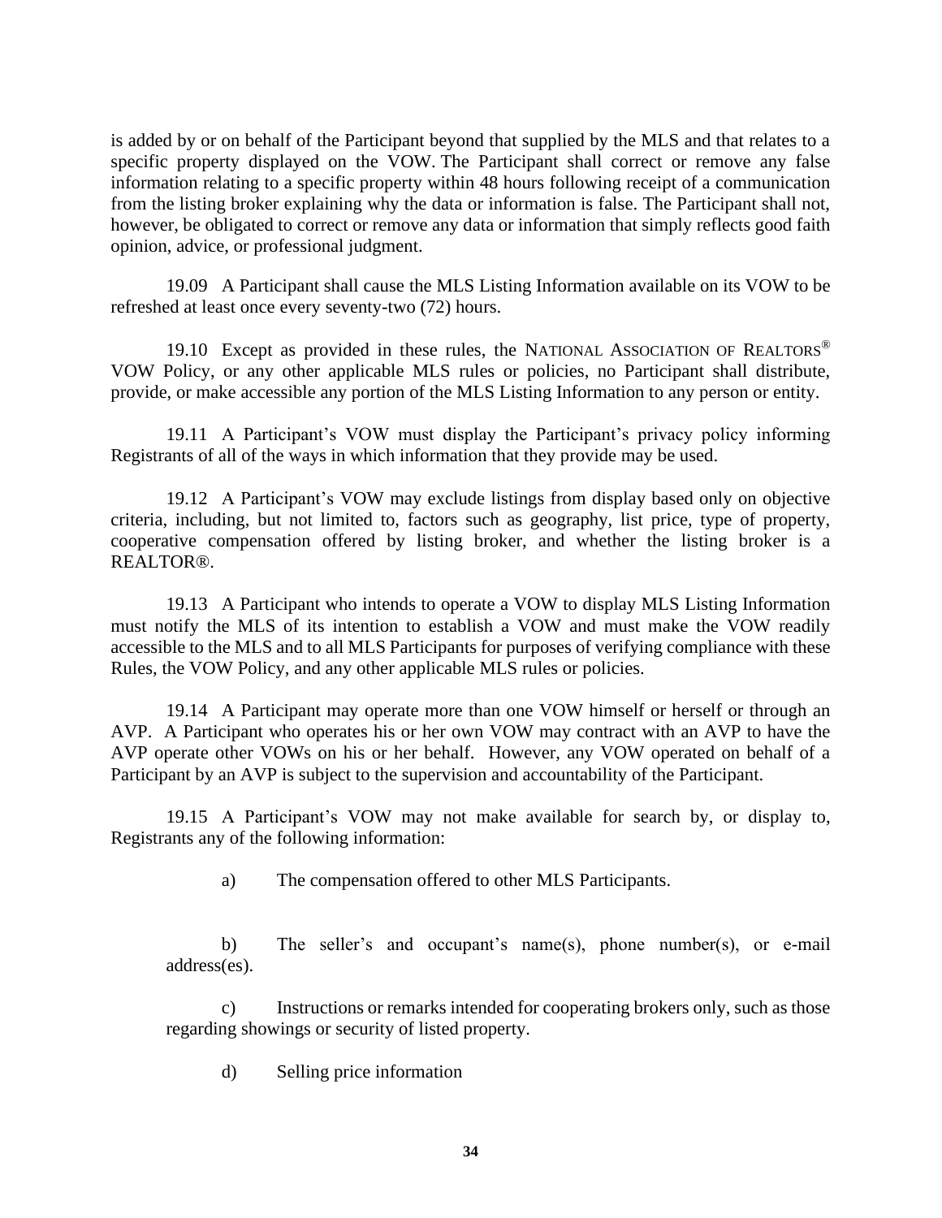is added by or on behalf of the Participant beyond that supplied by the MLS and that relates to a specific property displayed on the VOW. The Participant shall correct or remove any false information relating to a specific property within 48 hours following receipt of a communication from the listing broker explaining why the data or information is false. The Participant shall not, however, be obligated to correct or remove any data or information that simply reflects good faith opinion, advice, or professional judgment.

19.09 A Participant shall cause the MLS Listing Information available on its VOW to be refreshed at least once every seventy-two (72) hours.

19.10 Except as provided in these rules, the NATIONAL ASSOCIATION OF REALTORS® VOW Policy, or any other applicable MLS rules or policies, no Participant shall distribute, provide, or make accessible any portion of the MLS Listing Information to any person or entity.

19.11 A Participant's VOW must display the Participant's privacy policy informing Registrants of all of the ways in which information that they provide may be used.

19.12 A Participant's VOW may exclude listings from display based only on objective criteria, including, but not limited to, factors such as geography, list price, type of property, cooperative compensation offered by listing broker, and whether the listing broker is a REALTOR®.

19.13 A Participant who intends to operate a VOW to display MLS Listing Information must notify the MLS of its intention to establish a VOW and must make the VOW readily accessible to the MLS and to all MLS Participants for purposes of verifying compliance with these Rules, the VOW Policy, and any other applicable MLS rules or policies.

19.14 A Participant may operate more than one VOW himself or herself or through an AVP. A Participant who operates his or her own VOW may contract with an AVP to have the AVP operate other VOWs on his or her behalf. However, any VOW operated on behalf of a Participant by an AVP is subject to the supervision and accountability of the Participant.

19.15 A Participant's VOW may not make available for search by, or display to, Registrants any of the following information:

a) The compensation offered to other MLS Participants.

b) The seller's and occupant's name(s), phone number(s), or e-mail address(es).

c) Instructions or remarks intended for cooperating brokers only, such as those regarding showings or security of listed property.

d) Selling price information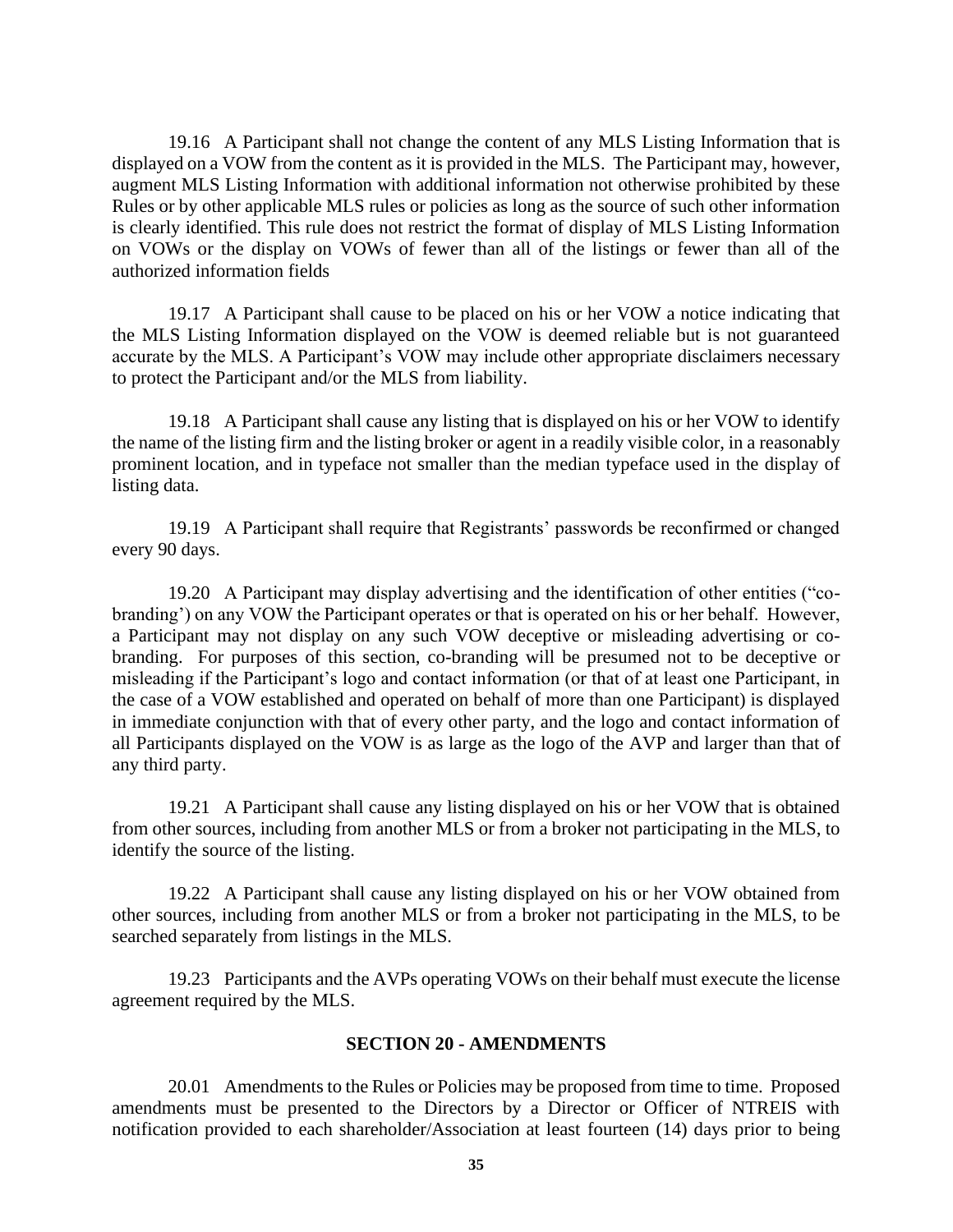19.16 A Participant shall not change the content of any MLS Listing Information that is displayed on a VOW from the content as it is provided in the MLS. The Participant may, however, augment MLS Listing Information with additional information not otherwise prohibited by these Rules or by other applicable MLS rules or policies as long as the source of such other information is clearly identified. This rule does not restrict the format of display of MLS Listing Information on VOWs or the display on VOWs of fewer than all of the listings or fewer than all of the authorized information fields

19.17 A Participant shall cause to be placed on his or her VOW a notice indicating that the MLS Listing Information displayed on the VOW is deemed reliable but is not guaranteed accurate by the MLS. A Participant's VOW may include other appropriate disclaimers necessary to protect the Participant and/or the MLS from liability.

19.18 A Participant shall cause any listing that is displayed on his or her VOW to identify the name of the listing firm and the listing broker or agent in a readily visible color, in a reasonably prominent location, and in typeface not smaller than the median typeface used in the display of listing data.

19.19 A Participant shall require that Registrants' passwords be reconfirmed or changed every 90 days.

19.20 A Participant may display advertising and the identification of other entities ("co-branding') on any VOW the Participant operates or that is operated on his or her behalf. However, a Participant may not display on any such VOW deceptive or misleading advertising or co-branding. For purposes of this section, co-branding will be presumed not to be deceptive or misleading if the Participant's logo and contact information (or that of at least one Participant, in the case of a VOW established and operated on behalf of more than one Participant) is displayed in immediate conjunction with that of every other party, and the logo and contact information of all Participants displayed on the VOW is as large as the logo of the AVP and larger than that of any third party.

19.21 A Participant shall cause any listing displayed on his or her VOW that is obtained from other sources, including from another MLS or from a broker not participating in the MLS, to identify the source of the listing.

19.22 A Participant shall cause any listing displayed on his or her VOW obtained from other sources, including from another MLS or from a broker not participating in the MLS, to be searched separately from listings in the MLS.

19.23 Participants and the AVPs operating VOWs on their behalf must execute the license agreement required by the MLS.

## SECTION 20 - AMENDMENTS

20.01 Amendments to the Rules or Policies may be proposed from time to time. Proposed amendments must be presented to the Directors by a Director or Officer of NTREIS with notification provided to each shareholder/Association at least fourteen (14) days prior to being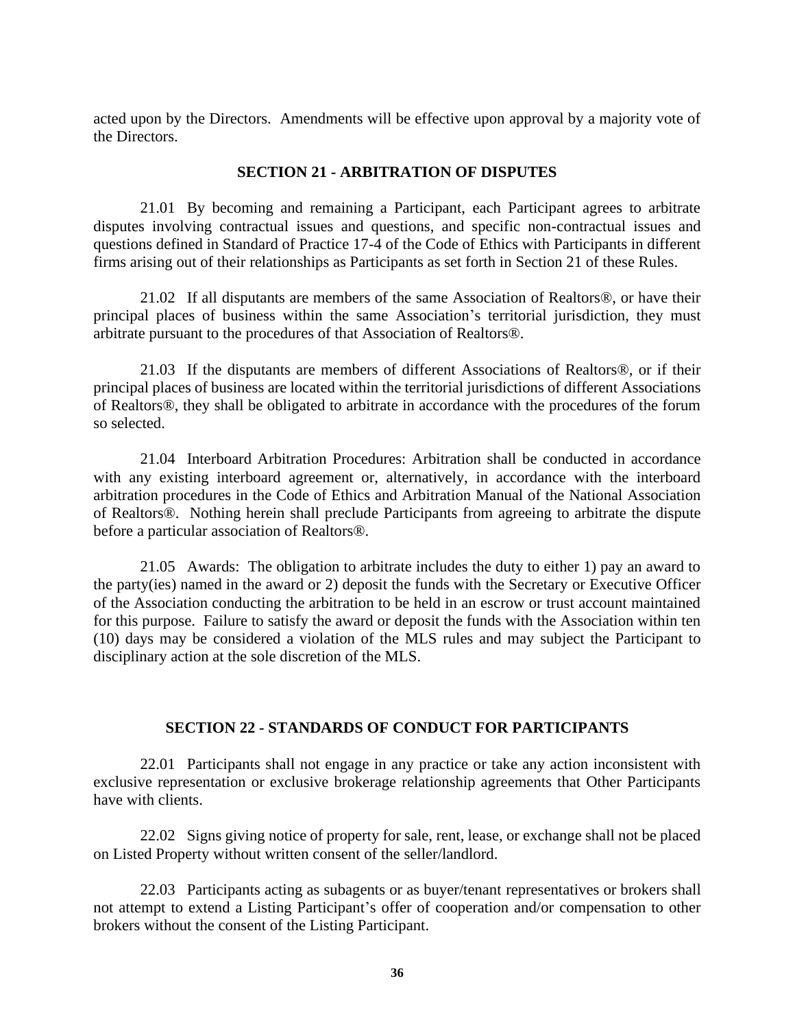acted upon by the Directors. Amendments will be effective upon approval by a majority vote of the Directors.

## SECTION 21 - ARBITRATION OF DISPUTES

21.01 By becoming and remaining a Participant, each Participant agrees to arbitrate disputes involving contractual issues and questions, and specific non-contractual issues and questions defined in Standard of Practice 17-4 of the Code of Ethics with Participants in different firms arising out of their relationships as Participants as set forth in Section 21 of these Rules.

21.02 If all disputants are members of the same Association of Realtors®, or have their principal places of business within the same Association's territorial jurisdiction, they must arbitrate pursuant to the procedures of that Association of Realtors®.

21.03 If the disputants are members of different Associations of Realtors®, or if their principal places of business are located within the territorial jurisdictions of different Associations of Realtors®, they shall be obligated to arbitrate in accordance with the procedures of the forum so selected.

21.04 Interboard Arbitration Procedures: Arbitration shall be conducted in accordance with any existing interboard agreement or, alternatively, in accordance with the interboard arbitration procedures in the Code of Ethics and Arbitration Manual of the National Association of Realtors®. Nothing herein shall preclude Participants from agreeing to arbitrate the dispute before a particular association of Realtors®.

21.05 Awards: The obligation to arbitrate includes the duty to either 1) pay an award to the party(ies) named in the award or 2) deposit the funds with the Secretary or Executive Officer of the Association conducting the arbitration to be held in an escrow or trust account maintained for this purpose. Failure to satisfy the award or deposit the funds with the Association within ten (10) days may be considered a violation of the MLS rules and may subject the Participant to disciplinary action at the sole discretion of the MLS.

## SECTION 22 - STANDARDS OF CONDUCT FOR PARTICIPANTS

22.01 Participants shall not engage in any practice or take any action inconsistent with exclusive representation or exclusive brokerage relationship agreements that Other Participants have with clients.

22.02 Signs giving notice of property for sale, rent, lease, or exchange shall not be placed on Listed Property without written consent of the seller/landlord.

22.03 Participants acting as subagents or as buyer/tenant representatives or brokers shall not attempt to extend a Listing Participant's offer of cooperation and/or compensation to other brokers without the consent of the Listing Participant.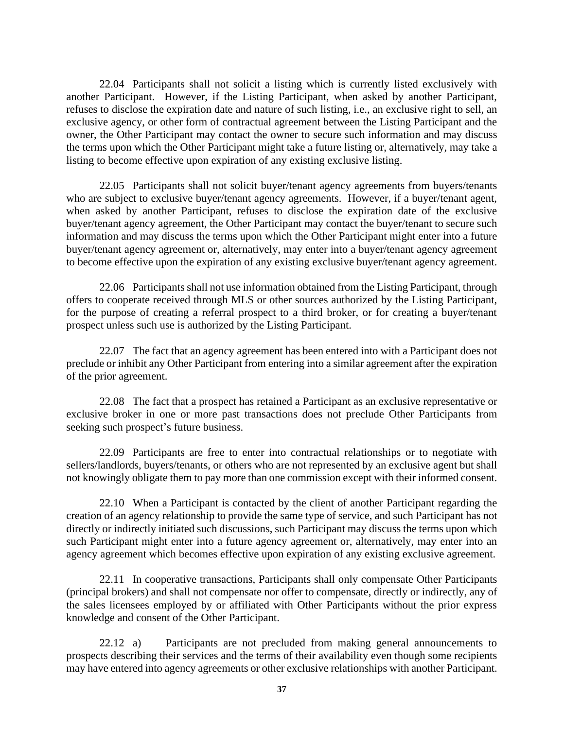22.04 Participants shall not solicit a listing which is currently listed exclusively with another Participant. However, if the Listing Participant, when asked by another Participant, refuses to disclose the expiration date and nature of such listing, i.e., an exclusive right to sell, an exclusive agency, or other form of contractual agreement between the Listing Participant and the owner, the Other Participant may contact the owner to secure such information and may discuss the terms upon which the Other Participant might take a future listing or, alternatively, may take a listing to become effective upon expiration of any existing exclusive listing.

22.05 Participants shall not solicit buyer/tenant agency agreements from buyers/tenants who are subject to exclusive buyer/tenant agency agreements. However, if a buyer/tenant agent, when asked by another Participant, refuses to disclose the expiration date of the exclusive buyer/tenant agency agreement, the Other Participant may contact the buyer/tenant to secure such information and may discuss the terms upon which the Other Participant might enter into a future buyer/tenant agency agreement or, alternatively, may enter into a buyer/tenant agency agreement to become effective upon the expiration of any existing exclusive buyer/tenant agency agreement.

22.06 Participants shall not use information obtained from the Listing Participant, through offers to cooperate received through MLS or other sources authorized by the Listing Participant, for the purpose of creating a referral prospect to a third broker, or for creating a buyer/tenant prospect unless such use is authorized by the Listing Participant.

22.07 The fact that an agency agreement has been entered into with a Participant does not preclude or inhibit any Other Participant from entering into a similar agreement after the expiration of the prior agreement.

22.08 The fact that a prospect has retained a Participant as an exclusive representative or exclusive broker in one or more past transactions does not preclude Other Participants from seeking such prospect's future business.

22.09 Participants are free to enter into contractual relationships or to negotiate with sellers/landlords, buyers/tenants, or others who are not represented by an exclusive agent but shall not knowingly obligate them to pay more than one commission except with their informed consent.

22.10 When a Participant is contacted by the client of another Participant regarding the creation of an agency relationship to provide the same type of service, and such Participant has not directly or indirectly initiated such discussions, such Participant may discuss the terms upon which such Participant might enter into a future agency agreement or, alternatively, may enter into an agency agreement which becomes effective upon expiration of any existing exclusive agreement.

22.11 In cooperative transactions, Participants shall only compensate Other Participants (principal brokers) and shall not compensate nor offer to compensate, directly or indirectly, any of the sales licensees employed by or affiliated with Other Participants without the prior express knowledge and consent of the Other Participant.

22.12 a) Participants are not precluded from making general announcements to prospects describing their services and the terms of their availability even though some recipients may have entered into agency agreements or other exclusive relationships with another Participant.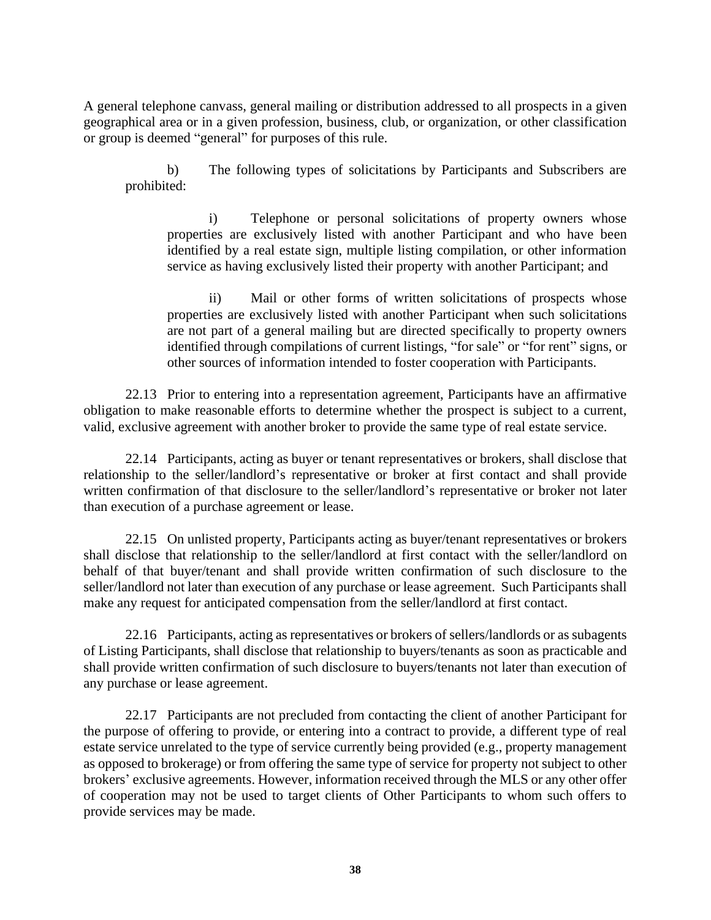A general telephone canvass, general mailing or distribution addressed to all prospects in a given geographical area or in a given profession, business, club, or organization, or other classification or group is deemed "general" for purposes of this rule.

b) The following types of solicitations by Participants and Subscribers are prohibited:

i) Telephone or personal solicitations of property owners whose properties are exclusively listed with another Participant and who have been identified by a real estate sign, multiple listing compilation, or other information service as having exclusively listed their property with another Participant; and

ii) Mail or other forms of written solicitations of prospects whose properties are exclusively listed with another Participant when such solicitations are not part of a general mailing but are directed specifically to property owners identified through compilations of current listings, "for sale" or "for rent" signs, or other sources of information intended to foster cooperation with Participants.

22.13 Prior to entering into a representation agreement, Participants have an affirmative obligation to make reasonable efforts to determine whether the prospect is subject to a current, valid, exclusive agreement with another broker to provide the same type of real estate service.

22.14 Participants, acting as buyer or tenant representatives or brokers, shall disclose that relationship to the seller/landlord's representative or broker at first contact and shall provide written confirmation of that disclosure to the seller/landlord's representative or broker not later than execution of a purchase agreement or lease.

22.15 On unlisted property, Participants acting as buyer/tenant representatives or brokers shall disclose that relationship to the seller/landlord at first contact with the seller/landlord on behalf of that buyer/tenant and shall provide written confirmation of such disclosure to the seller/landlord not later than execution of any purchase or lease agreement. Such Participants shall make any request for anticipated compensation from the seller/landlord at first contact.

22.16 Participants, acting as representatives or brokers of sellers/landlords or as subagents of Listing Participants, shall disclose that relationship to buyers/tenants as soon as practicable and shall provide written confirmation of such disclosure to buyers/tenants not later than execution of any purchase or lease agreement.

22.17 Participants are not precluded from contacting the client of another Participant for the purpose of offering to provide, or entering into a contract to provide, a different type of real estate service unrelated to the type of service currently being provided (e.g., property management as opposed to brokerage) or from offering the same type of service for property not subject to other brokers' exclusive agreements. However, information received through the MLS or any other offer of cooperation may not be used to target clients of Other Participants to whom such offers to provide services may be made.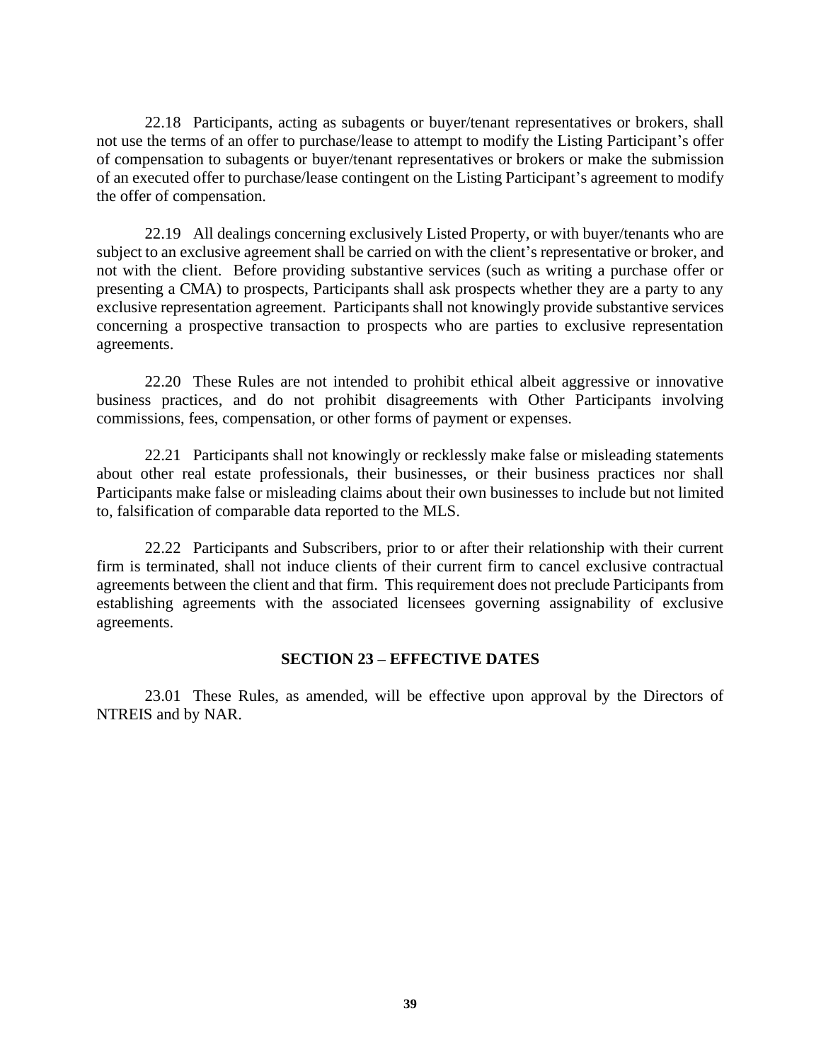22.18 Participants, acting as subagents or buyer/tenant representatives or brokers, shall not use the terms of an offer to purchase/lease to attempt to modify the Listing Participant's offer of compensation to subagents or buyer/tenant representatives or brokers or make the submission of an executed offer to purchase/lease contingent on the Listing Participant's agreement to modify the offer of compensation.

22.19 All dealings concerning exclusively Listed Property, or with buyer/tenants who are subject to an exclusive agreement shall be carried on with the client's representative or broker, and not with the client. Before providing substantive services (such as writing a purchase offer or presenting a CMA) to prospects, Participants shall ask prospects whether they are a party to any exclusive representation agreement. Participants shall not knowingly provide substantive services concerning a prospective transaction to prospects who are parties to exclusive representation agreements.

22.20 These Rules are not intended to prohibit ethical albeit aggressive or innovative business practices, and do not prohibit disagreements with Other Participants involving commissions, fees, compensation, or other forms of payment or expenses.

22.21 Participants shall not knowingly or recklessly make false or misleading statements about other real estate professionals, their businesses, or their business practices nor shall Participants make false or misleading claims about their own businesses to include but not limited to, falsification of comparable data reported to the MLS.

22.22 Participants and Subscribers, prior to or after their relationship with their current firm is terminated, shall not induce clients of their current firm to cancel exclusive contractual agreements between the client and that firm. This requirement does not preclude Participants from establishing agreements with the associated licensees governing assignability of exclusive agreements.

## SECTION 23 – EFFECTIVE DATES

23.01 These Rules, as amended, will be effective upon approval by the Directors of NTREIS and by NAR.